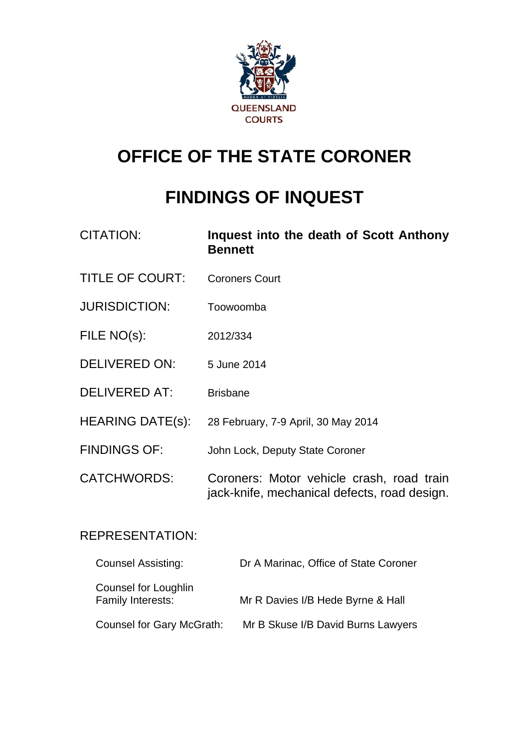QUEENSLAND COURTS

# OFFICE OF THE STATE CORONER

# FINDINGS OF INQUEST

| | |
|---|---|
| CITATION: | **Inquest into the death of Scott Anthony Bennett** |
| TITLE OF COURT: | Coroners Court |
| JURISDICTION: | Toowoomba |
| FILE NO(s): | 2012/334 |
| DELIVERED ON: | 5 June 2014 |
| DELIVERED AT: | Brisbane |
| HEARING DATE(s): | 28 February, 7-9 April, 30 May 2014 |
| FINDINGS OF: | John Lock, Deputy State Coroner |
| CATCHWORDS: | Coroners: Motor vehicle crash, road train jack-knife, mechanical defects, road design. |

REPRESENTATION:

| | |
|---|---|
| Counsel Assisting: | Dr A Marinac, Office of State Coroner |
| Counsel for Loughlin Family Interests: | Mr R Davies I/B Hede Byrne & Hall |
| Counsel for Gary McGrath: | Mr B Skuse I/B David Burns Lawyers |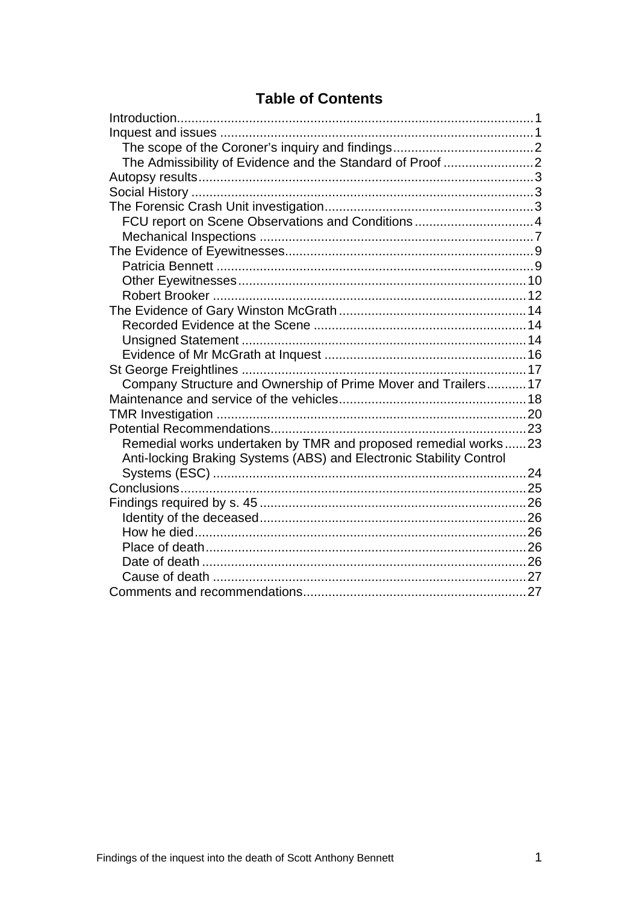# Table of Contents

Introduction .......... 1
Inquest and issues .......... 1
- The scope of the Coroner's inquiry and findings .......... 2
- The Admissibility of Evidence and the Standard of Proof .......... 2

Autopsy results .......... 3
Social History .......... 3
The Forensic Crash Unit investigation .......... 3
- FCU report on Scene Observations and Conditions .......... 4
- Mechanical Inspections .......... 7

The Evidence of Eyewitnesses .......... 9
- Patricia Bennett .......... 9
- Other Eyewitnesses .......... 10
- Robert Brooker .......... 12

The Evidence of Gary Winston McGrath .......... 14
- Recorded Evidence at the Scene .......... 14
- Unsigned Statement .......... 14
- Evidence of Mr McGrath at Inquest .......... 16

St George Freightlines .......... 17
- Company Structure and Ownership of Prime Mover and Trailers .......... 17

Maintenance and service of the vehicles .......... 18
TMR Investigation .......... 20
Potential Recommendations .......... 23
- Remedial works undertaken by TMR and proposed remedial works .......... 23
- Anti-locking Braking Systems (ABS) and Electronic Stability Control Systems (ESC) .......... 24

Conclusions .......... 25
Findings required by s. 45 .......... 26
- Identity of the deceased .......... 26
- How he died .......... 26
- Place of death .......... 26
- Date of death .......... 26
- Cause of death .......... 27

Comments and recommendations .......... 27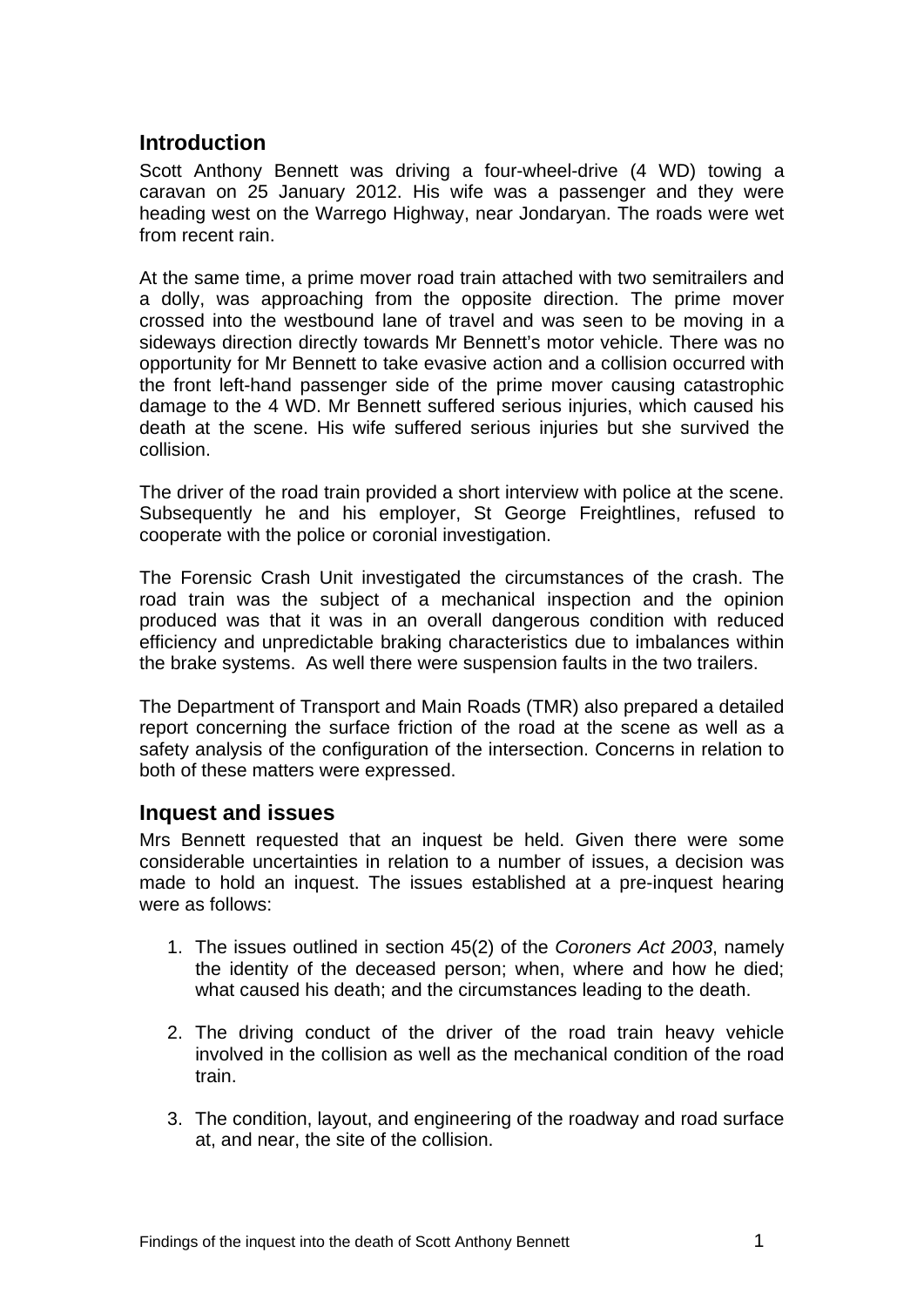## Introduction

Scott Anthony Bennett was driving a four-wheel-drive (4 WD) towing a caravan on 25 January 2012. His wife was a passenger and they were heading west on the Warrego Highway, near Jondaryan. The roads were wet from recent rain.

At the same time, a prime mover road train attached with two semitrailers and a dolly, was approaching from the opposite direction. The prime mover crossed into the westbound lane of travel and was seen to be moving in a sideways direction directly towards Mr Bennett's motor vehicle. There was no opportunity for Mr Bennett to take evasive action and a collision occurred with the front left-hand passenger side of the prime mover causing catastrophic damage to the 4 WD. Mr Bennett suffered serious injuries, which caused his death at the scene. His wife suffered serious injuries but she survived the collision.

The driver of the road train provided a short interview with police at the scene. Subsequently he and his employer, St George Freightlines, refused to cooperate with the police or coronial investigation.

The Forensic Crash Unit investigated the circumstances of the crash. The road train was the subject of a mechanical inspection and the opinion produced was that it was in an overall dangerous condition with reduced efficiency and unpredictable braking characteristics due to imbalances within the brake systems. As well there were suspension faults in the two trailers.

The Department of Transport and Main Roads (TMR) also prepared a detailed report concerning the surface friction of the road at the scene as well as a safety analysis of the configuration of the intersection. Concerns in relation to both of these matters were expressed.

## Inquest and issues

Mrs Bennett requested that an inquest be held. Given there were some considerable uncertainties in relation to a number of issues, a decision was made to hold an inquest. The issues established at a pre-inquest hearing were as follows:

1. The issues outlined in section 45(2) of the *Coroners Act 2003*, namely the identity of the deceased person; when, where and how he died; what caused his death; and the circumstances leading to the death.
2. The driving conduct of the driver of the road train heavy vehicle involved in the collision as well as the mechanical condition of the road train.
3. The condition, layout, and engineering of the roadway and road surface at, and near, the site of the collision.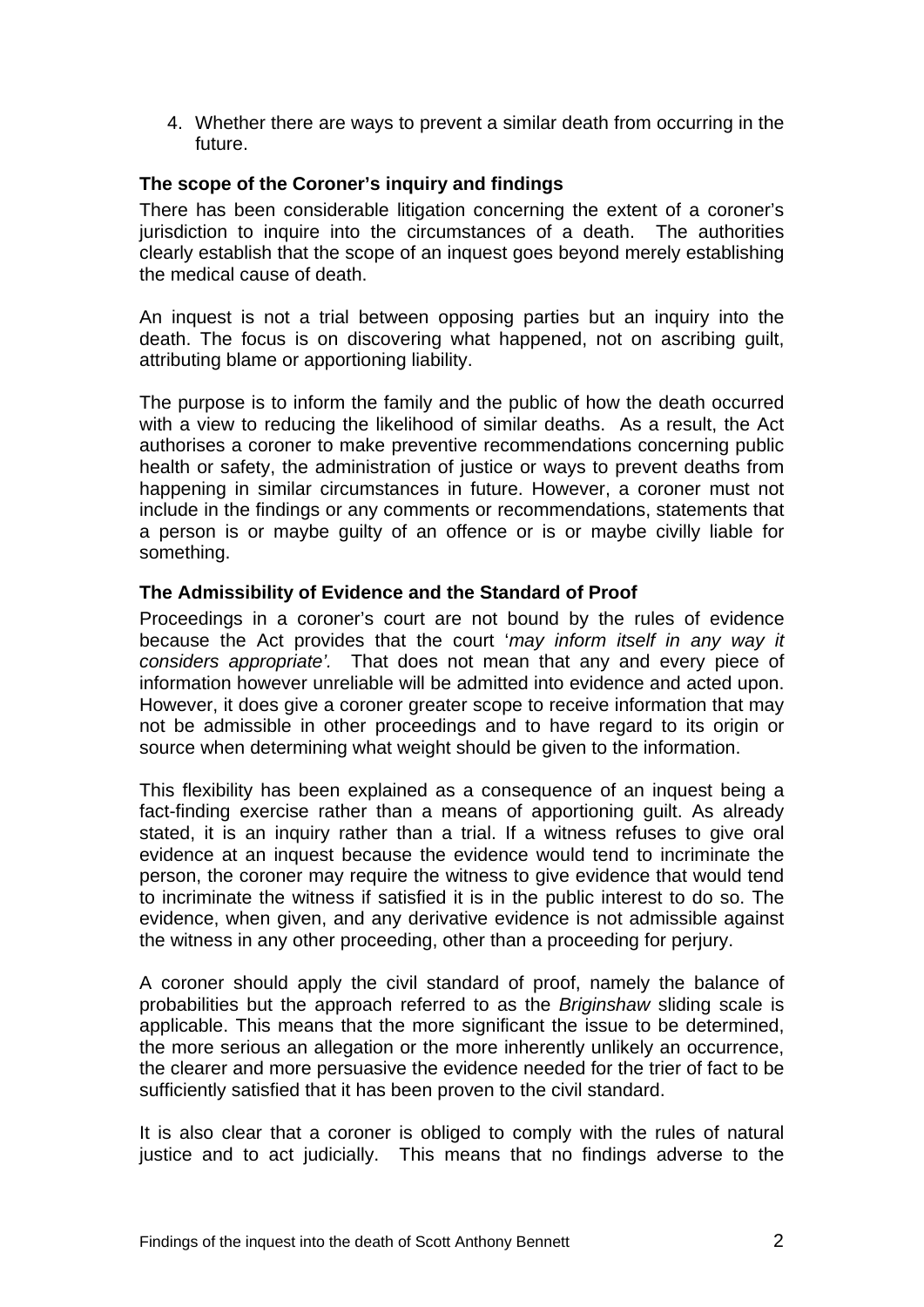4. Whether there are ways to prevent a similar death from occurring in the future.

### The scope of the Coroner's inquiry and findings

There has been considerable litigation concerning the extent of a coroner's jurisdiction to inquire into the circumstances of a death. The authorities clearly establish that the scope of an inquest goes beyond merely establishing the medical cause of death.

An inquest is not a trial between opposing parties but an inquiry into the death. The focus is on discovering what happened, not on ascribing guilt, attributing blame or apportioning liability.

The purpose is to inform the family and the public of how the death occurred with a view to reducing the likelihood of similar deaths. As a result, the Act authorises a coroner to make preventive recommendations concerning public health or safety, the administration of justice or ways to prevent deaths from happening in similar circumstances in future. However, a coroner must not include in the findings or any comments or recommendations, statements that a person is or maybe guilty of an offence or is or maybe civilly liable for something.

### The Admissibility of Evidence and the Standard of Proof

Proceedings in a coroner's court are not bound by the rules of evidence because the Act provides that the court '*may inform itself in any way it considers appropriate'.* That does not mean that any and every piece of information however unreliable will be admitted into evidence and acted upon. However, it does give a coroner greater scope to receive information that may not be admissible in other proceedings and to have regard to its origin or source when determining what weight should be given to the information.

This flexibility has been explained as a consequence of an inquest being a fact-finding exercise rather than a means of apportioning guilt. As already stated, it is an inquiry rather than a trial. If a witness refuses to give oral evidence at an inquest because the evidence would tend to incriminate the person, the coroner may require the witness to give evidence that would tend to incriminate the witness if satisfied it is in the public interest to do so. The evidence, when given, and any derivative evidence is not admissible against the witness in any other proceeding, other than a proceeding for perjury.

A coroner should apply the civil standard of proof, namely the balance of probabilities but the approach referred to as the *Briginshaw* sliding scale is applicable. This means that the more significant the issue to be determined, the more serious an allegation or the more inherently unlikely an occurrence, the clearer and more persuasive the evidence needed for the trier of fact to be sufficiently satisfied that it has been proven to the civil standard.

It is also clear that a coroner is obliged to comply with the rules of natural justice and to act judicially. This means that no findings adverse to the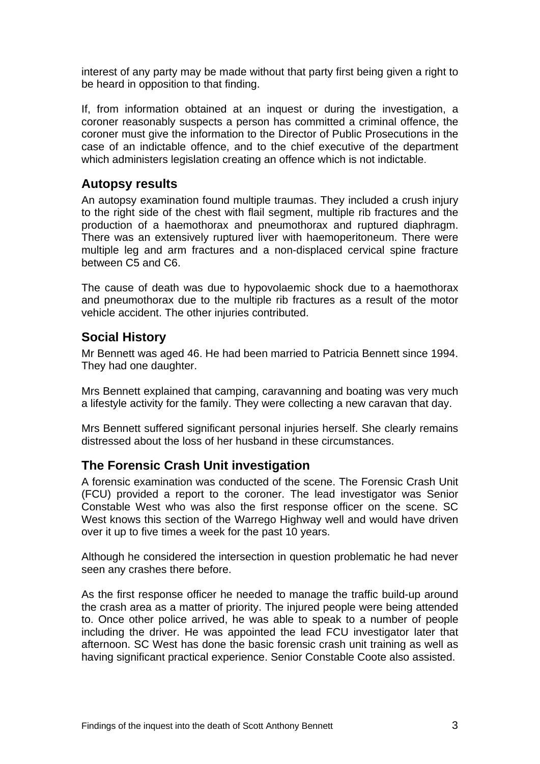interest of any party may be made without that party first being given a right to be heard in opposition to that finding.

If, from information obtained at an inquest or during the investigation, a coroner reasonably suspects a person has committed a criminal offence, the coroner must give the information to the Director of Public Prosecutions in the case of an indictable offence, and to the chief executive of the department which administers legislation creating an offence which is not indictable.

## Autopsy results

An autopsy examination found multiple traumas. They included a crush injury to the right side of the chest with flail segment, multiple rib fractures and the production of a haemothorax and pneumothorax and ruptured diaphragm. There was an extensively ruptured liver with haemoperitoneum. There were multiple leg and arm fractures and a non-displaced cervical spine fracture between C5 and C6.

The cause of death was due to hypovolaemic shock due to a haemothorax and pneumothorax due to the multiple rib fractures as a result of the motor vehicle accident. The other injuries contributed.

## Social History

Mr Bennett was aged 46. He had been married to Patricia Bennett since 1994. They had one daughter.

Mrs Bennett explained that camping, caravanning and boating was very much a lifestyle activity for the family. They were collecting a new caravan that day.

Mrs Bennett suffered significant personal injuries herself. She clearly remains distressed about the loss of her husband in these circumstances.

## The Forensic Crash Unit investigation

A forensic examination was conducted of the scene. The Forensic Crash Unit (FCU) provided a report to the coroner. The lead investigator was Senior Constable West who was also the first response officer on the scene. SC West knows this section of the Warrego Highway well and would have driven over it up to five times a week for the past 10 years.

Although he considered the intersection in question problematic he had never seen any crashes there before.

As the first response officer he needed to manage the traffic build-up around the crash area as a matter of priority. The injured people were being attended to. Once other police arrived, he was able to speak to a number of people including the driver. He was appointed the lead FCU investigator later that afternoon. SC West has done the basic forensic crash unit training as well as having significant practical experience. Senior Constable Coote also assisted.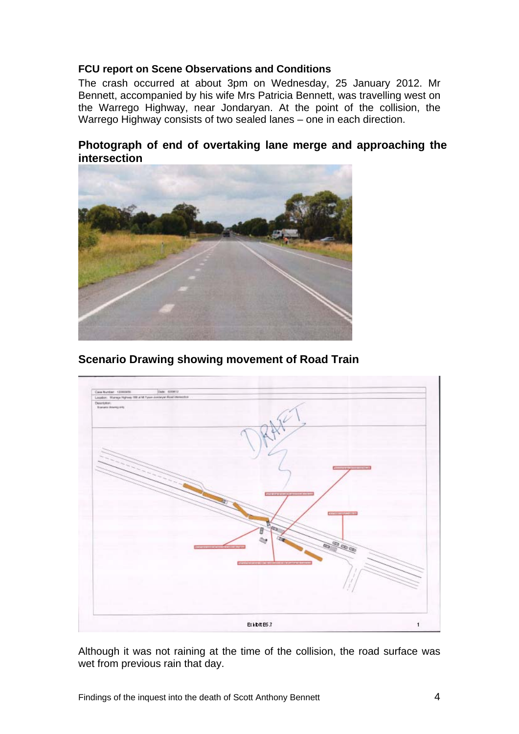**FCU report on Scene Observations and Conditions**

The crash occurred at about 3pm on Wednesday, 25 January 2012. Mr Bennett, accompanied by his wife Mrs Patricia Bennett, was travelling west on the Warrego Highway, near Jondaryan. At the point of the collision, the Warrego Highway consists of two sealed lanes – one in each direction.

**Photograph of end of overtaking lane merge and approaching the intersection**

**Scenario Drawing showing movement of Road Train**

Although it was not raining at the time of the collision, the road surface was wet from previous rain that day.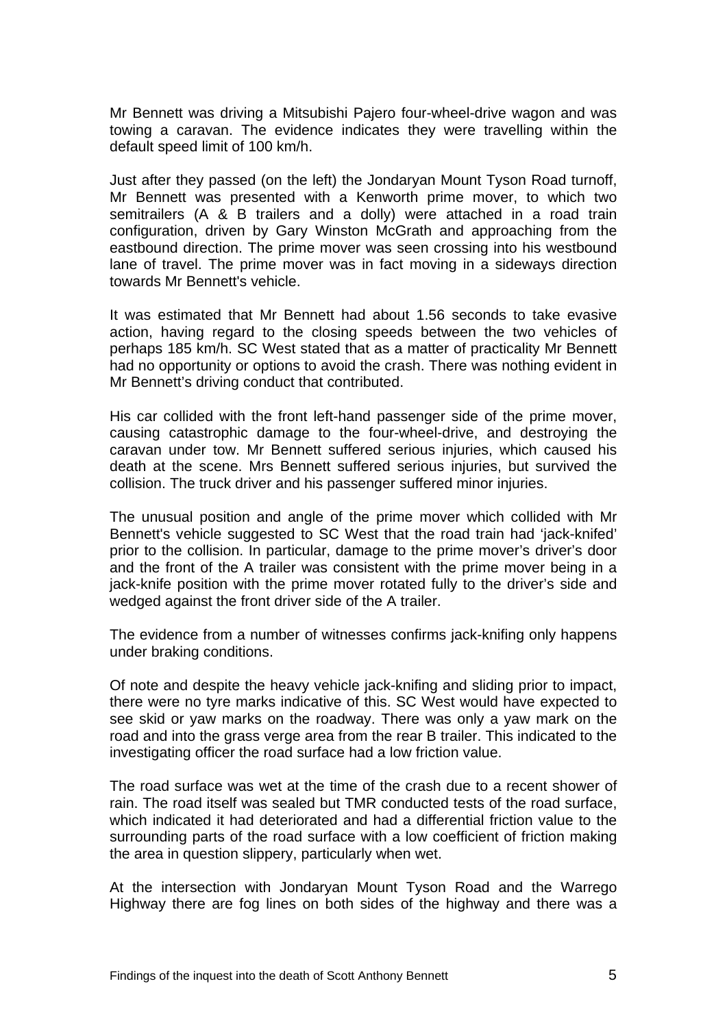Mr Bennett was driving a Mitsubishi Pajero four-wheel-drive wagon and was towing a caravan. The evidence indicates they were travelling within the default speed limit of 100 km/h.

Just after they passed (on the left) the Jondaryan Mount Tyson Road turnoff, Mr Bennett was presented with a Kenworth prime mover, to which two semitrailers (A & B trailers and a dolly) were attached in a road train configuration, driven by Gary Winston McGrath and approaching from the eastbound direction. The prime mover was seen crossing into his westbound lane of travel. The prime mover was in fact moving in a sideways direction towards Mr Bennett's vehicle.

It was estimated that Mr Bennett had about 1.56 seconds to take evasive action, having regard to the closing speeds between the two vehicles of perhaps 185 km/h. SC West stated that as a matter of practicality Mr Bennett had no opportunity or options to avoid the crash. There was nothing evident in Mr Bennett's driving conduct that contributed.

His car collided with the front left-hand passenger side of the prime mover, causing catastrophic damage to the four-wheel-drive, and destroying the caravan under tow. Mr Bennett suffered serious injuries, which caused his death at the scene. Mrs Bennett suffered serious injuries, but survived the collision. The truck driver and his passenger suffered minor injuries.

The unusual position and angle of the prime mover which collided with Mr Bennett's vehicle suggested to SC West that the road train had 'jack-knifed' prior to the collision. In particular, damage to the prime mover's driver's door and the front of the A trailer was consistent with the prime mover being in a jack-knife position with the prime mover rotated fully to the driver's side and wedged against the front driver side of the A trailer.

The evidence from a number of witnesses confirms jack-knifing only happens under braking conditions.

Of note and despite the heavy vehicle jack-knifing and sliding prior to impact, there were no tyre marks indicative of this. SC West would have expected to see skid or yaw marks on the roadway. There was only a yaw mark on the road and into the grass verge area from the rear B trailer. This indicated to the investigating officer the road surface had a low friction value.

The road surface was wet at the time of the crash due to a recent shower of rain. The road itself was sealed but TMR conducted tests of the road surface, which indicated it had deteriorated and had a differential friction value to the surrounding parts of the road surface with a low coefficient of friction making the area in question slippery, particularly when wet.

At the intersection with Jondaryan Mount Tyson Road and the Warrego Highway there are fog lines on both sides of the highway and there was a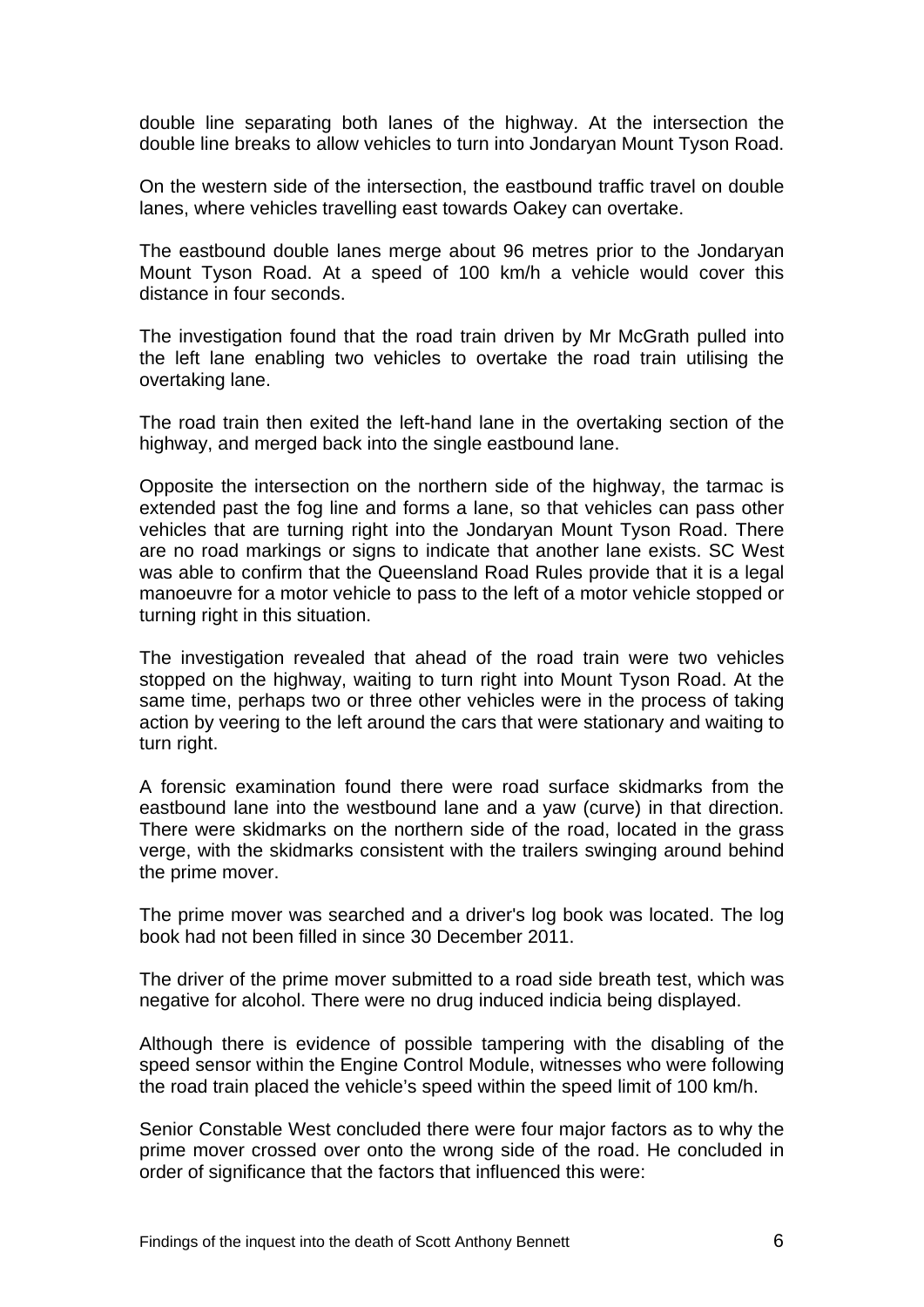double line separating both lanes of the highway. At the intersection the double line breaks to allow vehicles to turn into Jondaryan Mount Tyson Road.

On the western side of the intersection, the eastbound traffic travel on double lanes, where vehicles travelling east towards Oakey can overtake.

The eastbound double lanes merge about 96 metres prior to the Jondaryan Mount Tyson Road. At a speed of 100 km/h a vehicle would cover this distance in four seconds.

The investigation found that the road train driven by Mr McGrath pulled into the left lane enabling two vehicles to overtake the road train utilising the overtaking lane.

The road train then exited the left-hand lane in the overtaking section of the highway, and merged back into the single eastbound lane.

Opposite the intersection on the northern side of the highway, the tarmac is extended past the fog line and forms a lane, so that vehicles can pass other vehicles that are turning right into the Jondaryan Mount Tyson Road. There are no road markings or signs to indicate that another lane exists. SC West was able to confirm that the Queensland Road Rules provide that it is a legal manoeuvre for a motor vehicle to pass to the left of a motor vehicle stopped or turning right in this situation.

The investigation revealed that ahead of the road train were two vehicles stopped on the highway, waiting to turn right into Mount Tyson Road. At the same time, perhaps two or three other vehicles were in the process of taking action by veering to the left around the cars that were stationary and waiting to turn right.

A forensic examination found there were road surface skidmarks from the eastbound lane into the westbound lane and a yaw (curve) in that direction. There were skidmarks on the northern side of the road, located in the grass verge, with the skidmarks consistent with the trailers swinging around behind the prime mover.

The prime mover was searched and a driver's log book was located. The log book had not been filled in since 30 December 2011.

The driver of the prime mover submitted to a road side breath test, which was negative for alcohol. There were no drug induced indicia being displayed.

Although there is evidence of possible tampering with the disabling of the speed sensor within the Engine Control Module, witnesses who were following the road train placed the vehicle's speed within the speed limit of 100 km/h.

Senior Constable West concluded there were four major factors as to why the prime mover crossed over onto the wrong side of the road. He concluded in order of significance that the factors that influenced this were: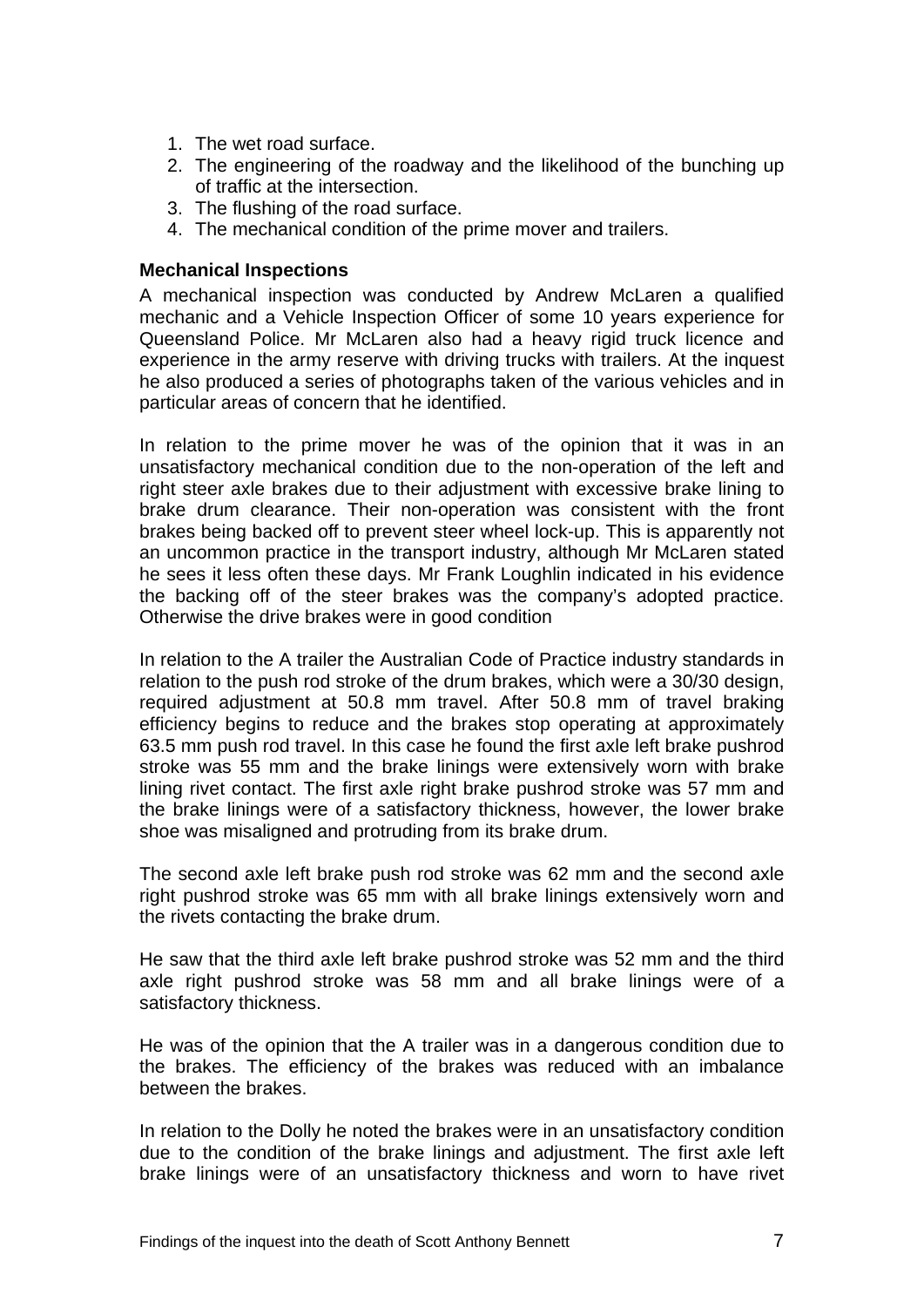1. The wet road surface.
2. The engineering of the roadway and the likelihood of the bunching up of traffic at the intersection.
3. The flushing of the road surface.
4. The mechanical condition of the prime mover and trailers.

**Mechanical Inspections**

A mechanical inspection was conducted by Andrew McLaren a qualified mechanic and a Vehicle Inspection Officer of some 10 years experience for Queensland Police. Mr McLaren also had a heavy rigid truck licence and experience in the army reserve with driving trucks with trailers. At the inquest he also produced a series of photographs taken of the various vehicles and in particular areas of concern that he identified.

In relation to the prime mover he was of the opinion that it was in an unsatisfactory mechanical condition due to the non-operation of the left and right steer axle brakes due to their adjustment with excessive brake lining to brake drum clearance. Their non-operation was consistent with the front brakes being backed off to prevent steer wheel lock-up. This is apparently not an uncommon practice in the transport industry, although Mr McLaren stated he sees it less often these days. Mr Frank Loughlin indicated in his evidence the backing off of the steer brakes was the company's adopted practice. Otherwise the drive brakes were in good condition

In relation to the A trailer the Australian Code of Practice industry standards in relation to the push rod stroke of the drum brakes, which were a 30/30 design, required adjustment at 50.8 mm travel. After 50.8 mm of travel braking efficiency begins to reduce and the brakes stop operating at approximately 63.5 mm push rod travel. In this case he found the first axle left brake pushrod stroke was 55 mm and the brake linings were extensively worn with brake lining rivet contact. The first axle right brake pushrod stroke was 57 mm and the brake linings were of a satisfactory thickness, however, the lower brake shoe was misaligned and protruding from its brake drum.

The second axle left brake push rod stroke was 62 mm and the second axle right pushrod stroke was 65 mm with all brake linings extensively worn and the rivets contacting the brake drum.

He saw that the third axle left brake pushrod stroke was 52 mm and the third axle right pushrod stroke was 58 mm and all brake linings were of a satisfactory thickness.

He was of the opinion that the A trailer was in a dangerous condition due to the brakes. The efficiency of the brakes was reduced with an imbalance between the brakes.

In relation to the Dolly he noted the brakes were in an unsatisfactory condition due to the condition of the brake linings and adjustment. The first axle left brake linings were of an unsatisfactory thickness and worn to have rivet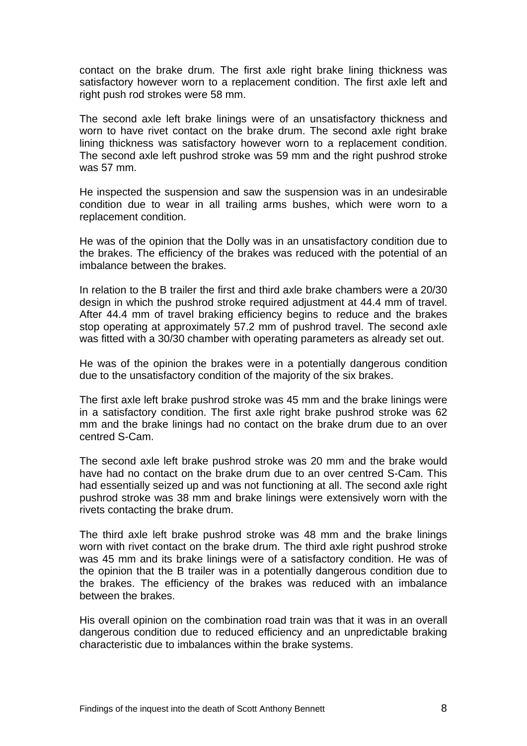contact on the brake drum. The first axle right brake lining thickness was satisfactory however worn to a replacement condition. The first axle left and right push rod strokes were 58 mm.

The second axle left brake linings were of an unsatisfactory thickness and worn to have rivet contact on the brake drum. The second axle right brake lining thickness was satisfactory however worn to a replacement condition. The second axle left pushrod stroke was 59 mm and the right pushrod stroke was 57 mm.

He inspected the suspension and saw the suspension was in an undesirable condition due to wear in all trailing arms bushes, which were worn to a replacement condition.

He was of the opinion that the Dolly was in an unsatisfactory condition due to the brakes. The efficiency of the brakes was reduced with the potential of an imbalance between the brakes.

In relation to the B trailer the first and third axle brake chambers were a 20/30 design in which the pushrod stroke required adjustment at 44.4 mm of travel. After 44.4 mm of travel braking efficiency begins to reduce and the brakes stop operating at approximately 57.2 mm of pushrod travel. The second axle was fitted with a 30/30 chamber with operating parameters as already set out.

He was of the opinion the brakes were in a potentially dangerous condition due to the unsatisfactory condition of the majority of the six brakes.

The first axle left brake pushrod stroke was 45 mm and the brake linings were in a satisfactory condition. The first axle right brake pushrod stroke was 62 mm and the brake linings had no contact on the brake drum due to an over centred S-Cam.

The second axle left brake pushrod stroke was 20 mm and the brake would have had no contact on the brake drum due to an over centred S-Cam. This had essentially seized up and was not functioning at all. The second axle right pushrod stroke was 38 mm and brake linings were extensively worn with the rivets contacting the brake drum.

The third axle left brake pushrod stroke was 48 mm and the brake linings worn with rivet contact on the brake drum. The third axle right pushrod stroke was 45 mm and its brake linings were of a satisfactory condition. He was of the opinion that the B trailer was in a potentially dangerous condition due to the brakes. The efficiency of the brakes was reduced with an imbalance between the brakes.

His overall opinion on the combination road train was that it was in an overall dangerous condition due to reduced efficiency and an unpredictable braking characteristic due to imbalances within the brake systems.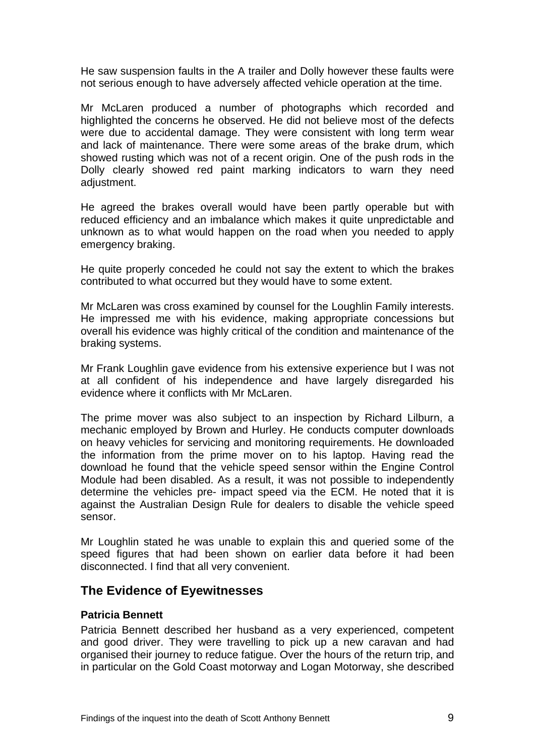He saw suspension faults in the A trailer and Dolly however these faults were not serious enough to have adversely affected vehicle operation at the time.

Mr McLaren produced a number of photographs which recorded and highlighted the concerns he observed. He did not believe most of the defects were due to accidental damage. They were consistent with long term wear and lack of maintenance. There were some areas of the brake drum, which showed rusting which was not of a recent origin. One of the push rods in the Dolly clearly showed red paint marking indicators to warn they need adjustment.

He agreed the brakes overall would have been partly operable but with reduced efficiency and an imbalance which makes it quite unpredictable and unknown as to what would happen on the road when you needed to apply emergency braking.

He quite properly conceded he could not say the extent to which the brakes contributed to what occurred but they would have to some extent.

Mr McLaren was cross examined by counsel for the Loughlin Family interests. He impressed me with his evidence, making appropriate concessions but overall his evidence was highly critical of the condition and maintenance of the braking systems.

Mr Frank Loughlin gave evidence from his extensive experience but I was not at all confident of his independence and have largely disregarded his evidence where it conflicts with Mr McLaren.

The prime mover was also subject to an inspection by Richard Lilburn, a mechanic employed by Brown and Hurley. He conducts computer downloads on heavy vehicles for servicing and monitoring requirements. He downloaded the information from the prime mover on to his laptop. Having read the download he found that the vehicle speed sensor within the Engine Control Module had been disabled. As a result, it was not possible to independently determine the vehicles pre- impact speed via the ECM. He noted that it is against the Australian Design Rule for dealers to disable the vehicle speed sensor.

Mr Loughlin stated he was unable to explain this and queried some of the speed figures that had been shown on earlier data before it had been disconnected. I find that all very convenient.

## The Evidence of Eyewitnesses

### Patricia Bennett

Patricia Bennett described her husband as a very experienced, competent and good driver. They were travelling to pick up a new caravan and had organised their journey to reduce fatigue. Over the hours of the return trip, and in particular on the Gold Coast motorway and Logan Motorway, she described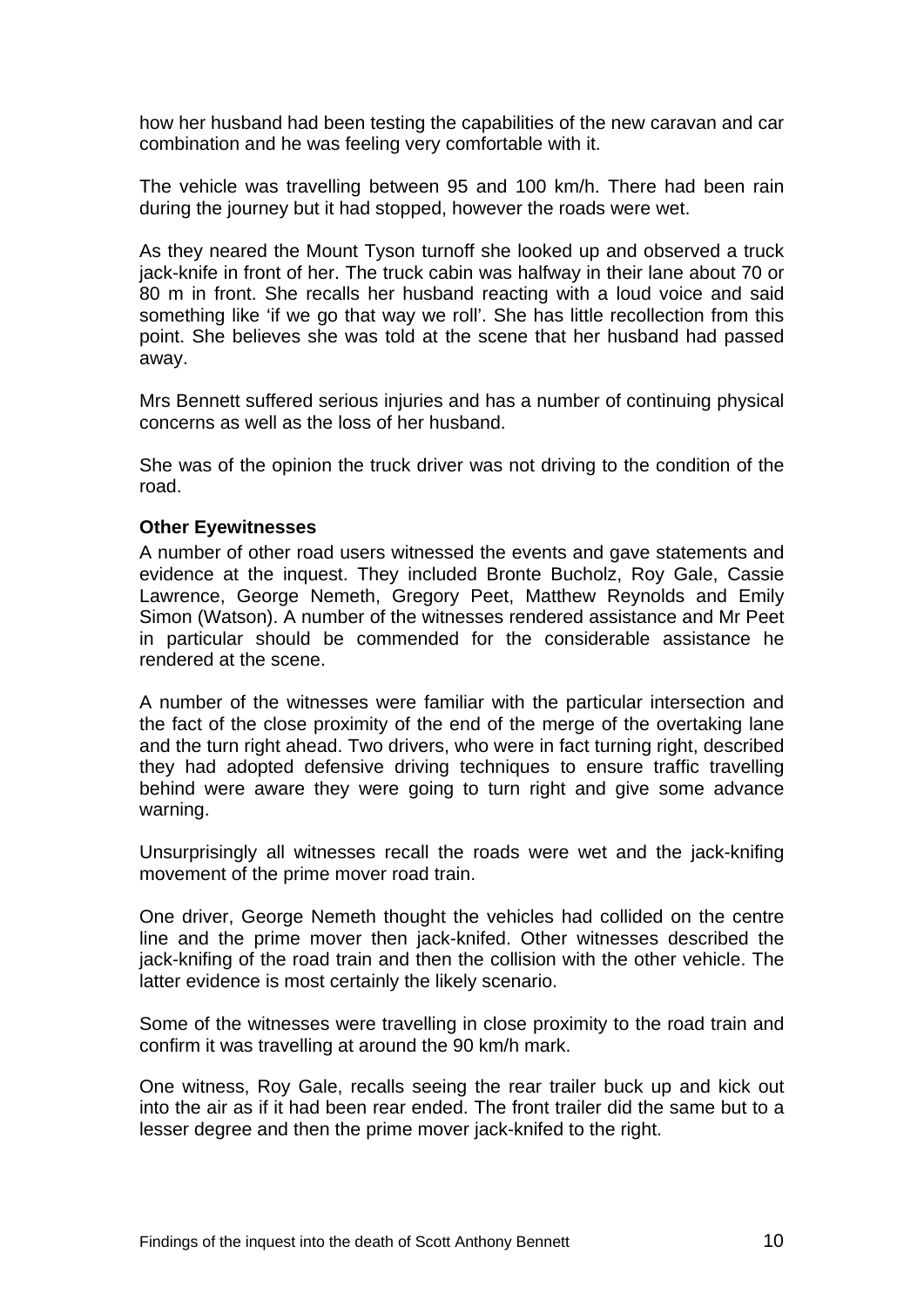how her husband had been testing the capabilities of the new caravan and car combination and he was feeling very comfortable with it.

The vehicle was travelling between 95 and 100 km/h. There had been rain during the journey but it had stopped, however the roads were wet.

As they neared the Mount Tyson turnoff she looked up and observed a truck jack-knife in front of her. The truck cabin was halfway in their lane about 70 or 80 m in front. She recalls her husband reacting with a loud voice and said something like 'if we go that way we roll'. She has little recollection from this point. She believes she was told at the scene that her husband had passed away.

Mrs Bennett suffered serious injuries and has a number of continuing physical concerns as well as the loss of her husband.

She was of the opinion the truck driver was not driving to the condition of the road.

**Other Eyewitnesses**

A number of other road users witnessed the events and gave statements and evidence at the inquest. They included Bronte Bucholz, Roy Gale, Cassie Lawrence, George Nemeth, Gregory Peet, Matthew Reynolds and Emily Simon (Watson). A number of the witnesses rendered assistance and Mr Peet in particular should be commended for the considerable assistance he rendered at the scene.

A number of the witnesses were familiar with the particular intersection and the fact of the close proximity of the end of the merge of the overtaking lane and the turn right ahead. Two drivers, who were in fact turning right, described they had adopted defensive driving techniques to ensure traffic travelling behind were aware they were going to turn right and give some advance warning.

Unsurprisingly all witnesses recall the roads were wet and the jack-knifing movement of the prime mover road train.

One driver, George Nemeth thought the vehicles had collided on the centre line and the prime mover then jack-knifed. Other witnesses described the jack-knifing of the road train and then the collision with the other vehicle. The latter evidence is most certainly the likely scenario.

Some of the witnesses were travelling in close proximity to the road train and confirm it was travelling at around the 90 km/h mark.

One witness, Roy Gale, recalls seeing the rear trailer buck up and kick out into the air as if it had been rear ended. The front trailer did the same but to a lesser degree and then the prime mover jack-knifed to the right.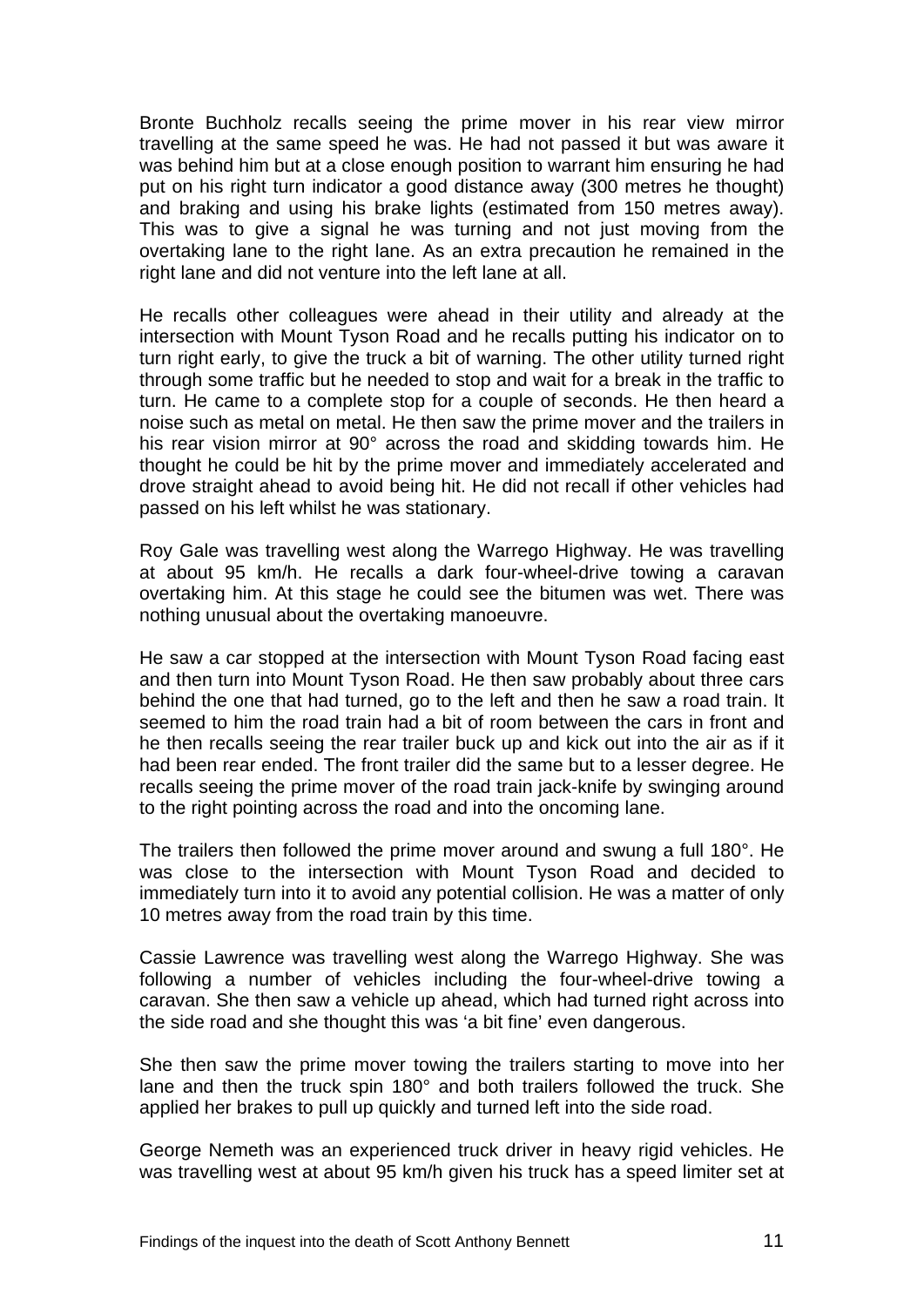Bronte Buchholz recalls seeing the prime mover in his rear view mirror travelling at the same speed he was. He had not passed it but was aware it was behind him but at a close enough position to warrant him ensuring he had put on his right turn indicator a good distance away (300 metres he thought) and braking and using his brake lights (estimated from 150 metres away). This was to give a signal he was turning and not just moving from the overtaking lane to the right lane. As an extra precaution he remained in the right lane and did not venture into the left lane at all.

He recalls other colleagues were ahead in their utility and already at the intersection with Mount Tyson Road and he recalls putting his indicator on to turn right early, to give the truck a bit of warning. The other utility turned right through some traffic but he needed to stop and wait for a break in the traffic to turn. He came to a complete stop for a couple of seconds. He then heard a noise such as metal on metal. He then saw the prime mover and the trailers in his rear vision mirror at 90° across the road and skidding towards him. He thought he could be hit by the prime mover and immediately accelerated and drove straight ahead to avoid being hit. He did not recall if other vehicles had passed on his left whilst he was stationary.

Roy Gale was travelling west along the Warrego Highway. He was travelling at about 95 km/h. He recalls a dark four-wheel-drive towing a caravan overtaking him. At this stage he could see the bitumen was wet. There was nothing unusual about the overtaking manoeuvre.

He saw a car stopped at the intersection with Mount Tyson Road facing east and then turn into Mount Tyson Road. He then saw probably about three cars behind the one that had turned, go to the left and then he saw a road train. It seemed to him the road train had a bit of room between the cars in front and he then recalls seeing the rear trailer buck up and kick out into the air as if it had been rear ended. The front trailer did the same but to a lesser degree. He recalls seeing the prime mover of the road train jack-knife by swinging around to the right pointing across the road and into the oncoming lane.

The trailers then followed the prime mover around and swung a full 180°. He was close to the intersection with Mount Tyson Road and decided to immediately turn into it to avoid any potential collision. He was a matter of only 10 metres away from the road train by this time.

Cassie Lawrence was travelling west along the Warrego Highway. She was following a number of vehicles including the four-wheel-drive towing a caravan. She then saw a vehicle up ahead, which had turned right across into the side road and she thought this was 'a bit fine' even dangerous.

She then saw the prime mover towing the trailers starting to move into her lane and then the truck spin 180° and both trailers followed the truck. She applied her brakes to pull up quickly and turned left into the side road.

George Nemeth was an experienced truck driver in heavy rigid vehicles. He was travelling west at about 95 km/h given his truck has a speed limiter set at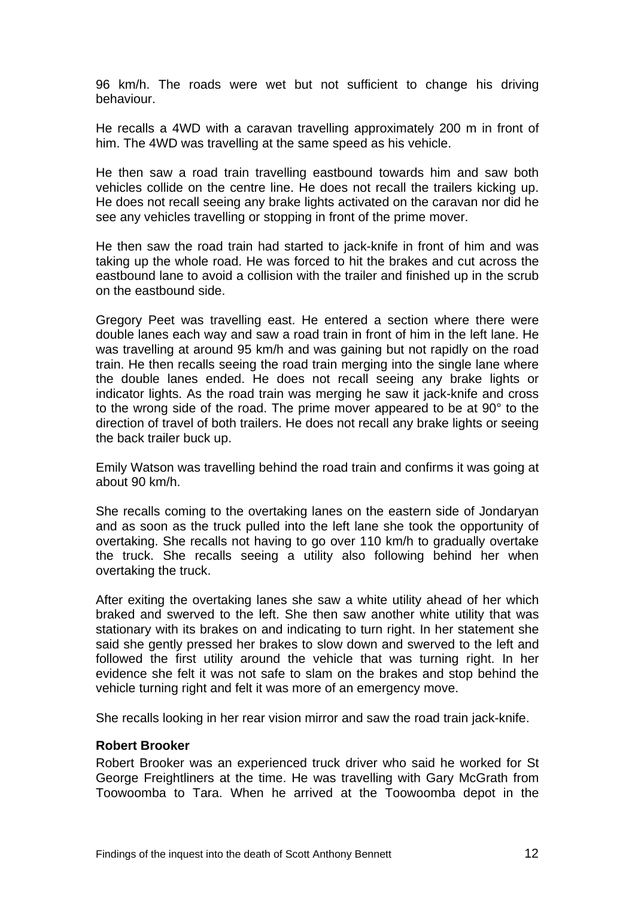96 km/h. The roads were wet but not sufficient to change his driving behaviour.

He recalls a 4WD with a caravan travelling approximately 200 m in front of him. The 4WD was travelling at the same speed as his vehicle.

He then saw a road train travelling eastbound towards him and saw both vehicles collide on the centre line. He does not recall the trailers kicking up. He does not recall seeing any brake lights activated on the caravan nor did he see any vehicles travelling or stopping in front of the prime mover.

He then saw the road train had started to jack-knife in front of him and was taking up the whole road. He was forced to hit the brakes and cut across the eastbound lane to avoid a collision with the trailer and finished up in the scrub on the eastbound side.

Gregory Peet was travelling east. He entered a section where there were double lanes each way and saw a road train in front of him in the left lane. He was travelling at around 95 km/h and was gaining but not rapidly on the road train. He then recalls seeing the road train merging into the single lane where the double lanes ended. He does not recall seeing any brake lights or indicator lights. As the road train was merging he saw it jack-knife and cross to the wrong side of the road. The prime mover appeared to be at 90° to the direction of travel of both trailers. He does not recall any brake lights or seeing the back trailer buck up.

Emily Watson was travelling behind the road train and confirms it was going at about 90 km/h.

She recalls coming to the overtaking lanes on the eastern side of Jondaryan and as soon as the truck pulled into the left lane she took the opportunity of overtaking. She recalls not having to go over 110 km/h to gradually overtake the truck. She recalls seeing a utility also following behind her when overtaking the truck.

After exiting the overtaking lanes she saw a white utility ahead of her which braked and swerved to the left. She then saw another white utility that was stationary with its brakes on and indicating to turn right. In her statement she said she gently pressed her brakes to slow down and swerved to the left and followed the first utility around the vehicle that was turning right. In her evidence she felt it was not safe to slam on the brakes and stop behind the vehicle turning right and felt it was more of an emergency move.

She recalls looking in her rear vision mirror and saw the road train jack-knife.

**Robert Brooker**

Robert Brooker was an experienced truck driver who said he worked for St George Freightliners at the time. He was travelling with Gary McGrath from Toowoomba to Tara. When he arrived at the Toowoomba depot in the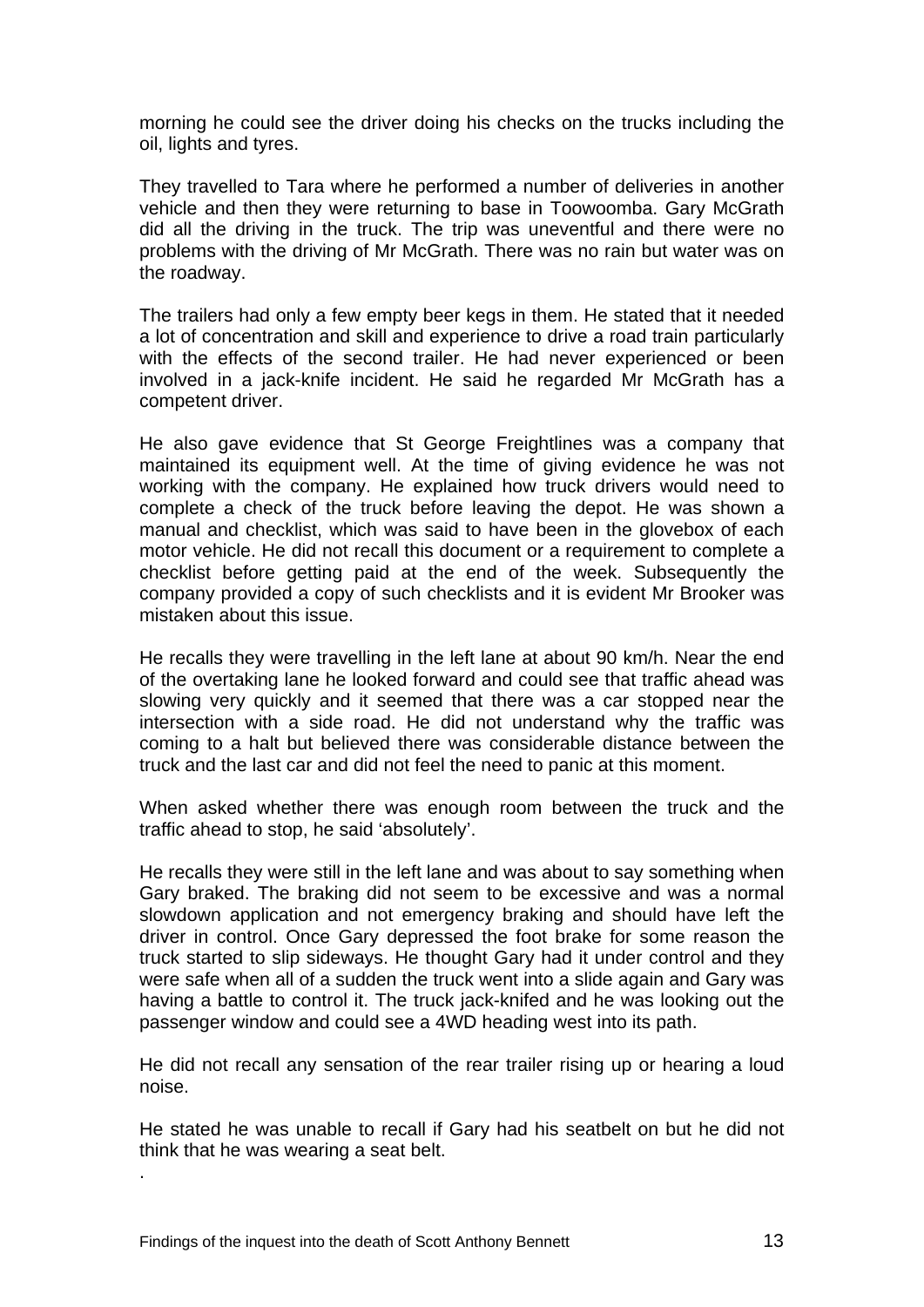morning he could see the driver doing his checks on the trucks including the oil, lights and tyres.

They travelled to Tara where he performed a number of deliveries in another vehicle and then they were returning to base in Toowoomba. Gary McGrath did all the driving in the truck. The trip was uneventful and there were no problems with the driving of Mr McGrath. There was no rain but water was on the roadway.

The trailers had only a few empty beer kegs in them. He stated that it needed a lot of concentration and skill and experience to drive a road train particularly with the effects of the second trailer. He had never experienced or been involved in a jack-knife incident. He said he regarded Mr McGrath has a competent driver.

He also gave evidence that St George Freightlines was a company that maintained its equipment well. At the time of giving evidence he was not working with the company. He explained how truck drivers would need to complete a check of the truck before leaving the depot. He was shown a manual and checklist, which was said to have been in the glovebox of each motor vehicle. He did not recall this document or a requirement to complete a checklist before getting paid at the end of the week. Subsequently the company provided a copy of such checklists and it is evident Mr Brooker was mistaken about this issue.

He recalls they were travelling in the left lane at about 90 km/h. Near the end of the overtaking lane he looked forward and could see that traffic ahead was slowing very quickly and it seemed that there was a car stopped near the intersection with a side road. He did not understand why the traffic was coming to a halt but believed there was considerable distance between the truck and the last car and did not feel the need to panic at this moment.

When asked whether there was enough room between the truck and the traffic ahead to stop, he said 'absolutely'.

He recalls they were still in the left lane and was about to say something when Gary braked. The braking did not seem to be excessive and was a normal slowdown application and not emergency braking and should have left the driver in control. Once Gary depressed the foot brake for some reason the truck started to slip sideways. He thought Gary had it under control and they were safe when all of a sudden the truck went into a slide again and Gary was having a battle to control it. The truck jack-knifed and he was looking out the passenger window and could see a 4WD heading west into its path.

He did not recall any sensation of the rear trailer rising up or hearing a loud noise.

He stated he was unable to recall if Gary had his seatbelt on but he did not think that he was wearing a seat belt.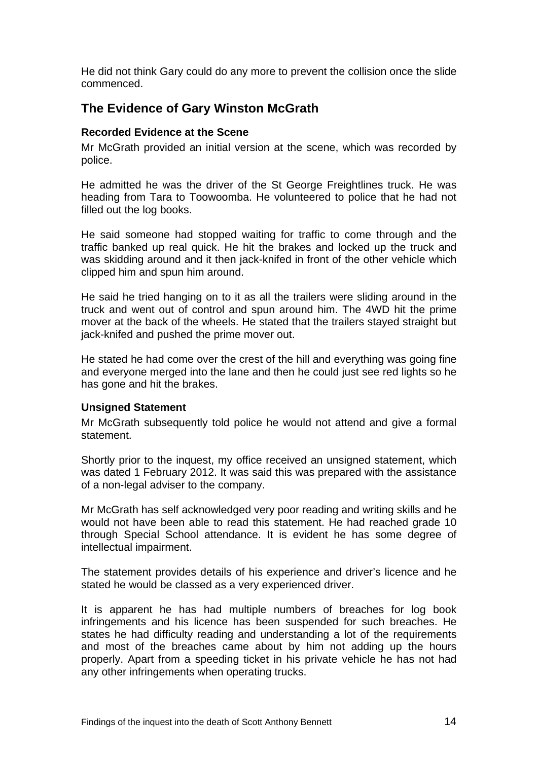He did not think Gary could do any more to prevent the collision once the slide commenced.

## The Evidence of Gary Winston McGrath

### Recorded Evidence at the Scene

Mr McGrath provided an initial version at the scene, which was recorded by police.

He admitted he was the driver of the St George Freightlines truck. He was heading from Tara to Toowoomba. He volunteered to police that he had not filled out the log books.

He said someone had stopped waiting for traffic to come through and the traffic banked up real quick. He hit the brakes and locked up the truck and was skidding around and it then jack-knifed in front of the other vehicle which clipped him and spun him around.

He said he tried hanging on to it as all the trailers were sliding around in the truck and went out of control and spun around him. The 4WD hit the prime mover at the back of the wheels. He stated that the trailers stayed straight but jack-knifed and pushed the prime mover out.

He stated he had come over the crest of the hill and everything was going fine and everyone merged into the lane and then he could just see red lights so he has gone and hit the brakes.

### Unsigned Statement

Mr McGrath subsequently told police he would not attend and give a formal statement.

Shortly prior to the inquest, my office received an unsigned statement, which was dated 1 February 2012. It was said this was prepared with the assistance of a non-legal adviser to the company.

Mr McGrath has self acknowledged very poor reading and writing skills and he would not have been able to read this statement. He had reached grade 10 through Special School attendance. It is evident he has some degree of intellectual impairment.

The statement provides details of his experience and driver's licence and he stated he would be classed as a very experienced driver.

It is apparent he has had multiple numbers of breaches for log book infringements and his licence has been suspended for such breaches. He states he had difficulty reading and understanding a lot of the requirements and most of the breaches came about by him not adding up the hours properly. Apart from a speeding ticket in his private vehicle he has not had any other infringements when operating trucks.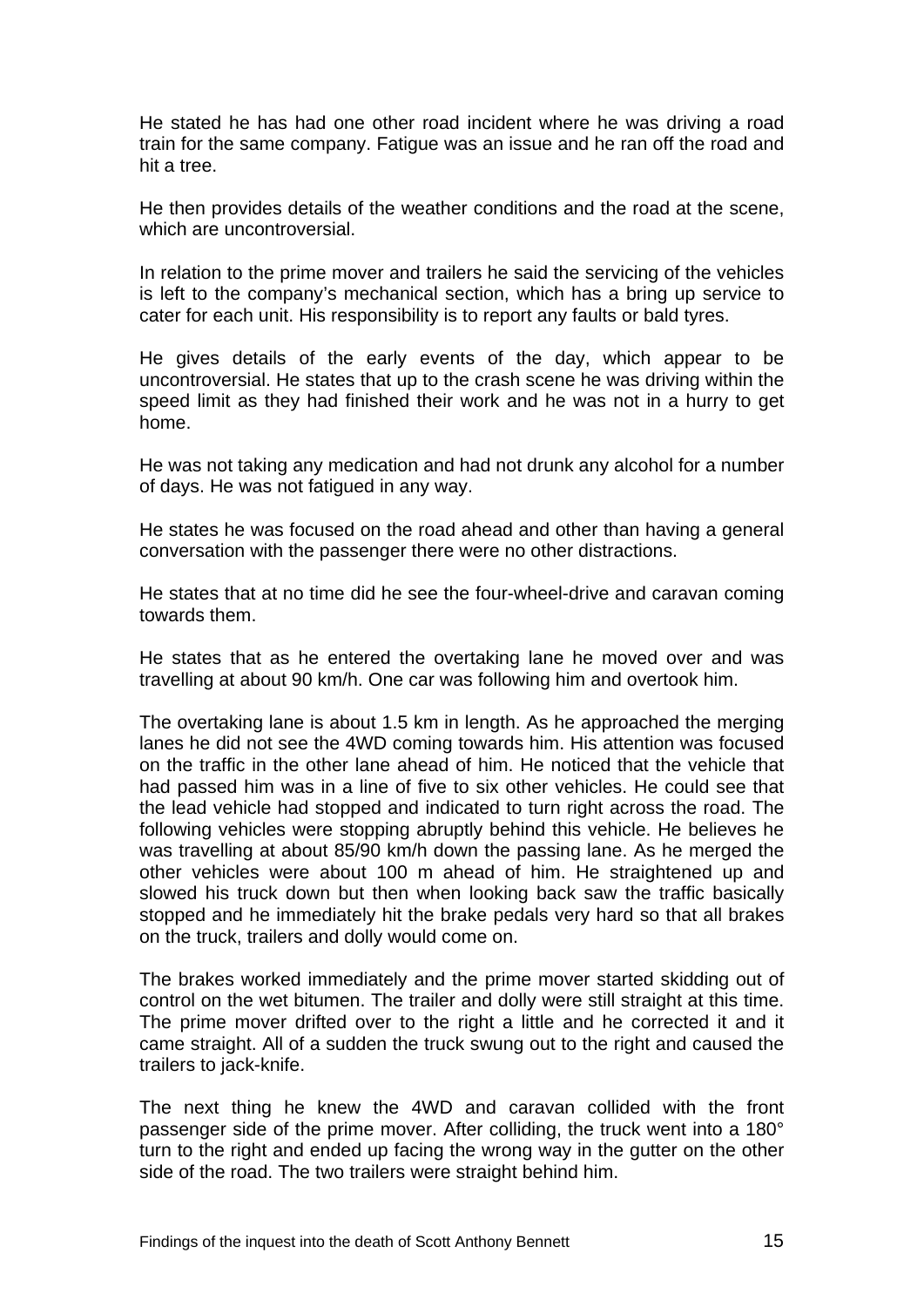He stated he has had one other road incident where he was driving a road train for the same company. Fatigue was an issue and he ran off the road and hit a tree.

He then provides details of the weather conditions and the road at the scene, which are uncontroversial.

In relation to the prime mover and trailers he said the servicing of the vehicles is left to the company's mechanical section, which has a bring up service to cater for each unit. His responsibility is to report any faults or bald tyres.

He gives details of the early events of the day, which appear to be uncontroversial. He states that up to the crash scene he was driving within the speed limit as they had finished their work and he was not in a hurry to get home.

He was not taking any medication and had not drunk any alcohol for a number of days. He was not fatigued in any way.

He states he was focused on the road ahead and other than having a general conversation with the passenger there were no other distractions.

He states that at no time did he see the four-wheel-drive and caravan coming towards them.

He states that as he entered the overtaking lane he moved over and was travelling at about 90 km/h. One car was following him and overtook him.

The overtaking lane is about 1.5 km in length. As he approached the merging lanes he did not see the 4WD coming towards him. His attention was focused on the traffic in the other lane ahead of him. He noticed that the vehicle that had passed him was in a line of five to six other vehicles. He could see that the lead vehicle had stopped and indicated to turn right across the road. The following vehicles were stopping abruptly behind this vehicle. He believes he was travelling at about 85/90 km/h down the passing lane. As he merged the other vehicles were about 100 m ahead of him. He straightened up and slowed his truck down but then when looking back saw the traffic basically stopped and he immediately hit the brake pedals very hard so that all brakes on the truck, trailers and dolly would come on.

The brakes worked immediately and the prime mover started skidding out of control on the wet bitumen. The trailer and dolly were still straight at this time. The prime mover drifted over to the right a little and he corrected it and it came straight. All of a sudden the truck swung out to the right and caused the trailers to jack-knife.

The next thing he knew the 4WD and caravan collided with the front passenger side of the prime mover. After colliding, the truck went into a 180° turn to the right and ended up facing the wrong way in the gutter on the other side of the road. The two trailers were straight behind him.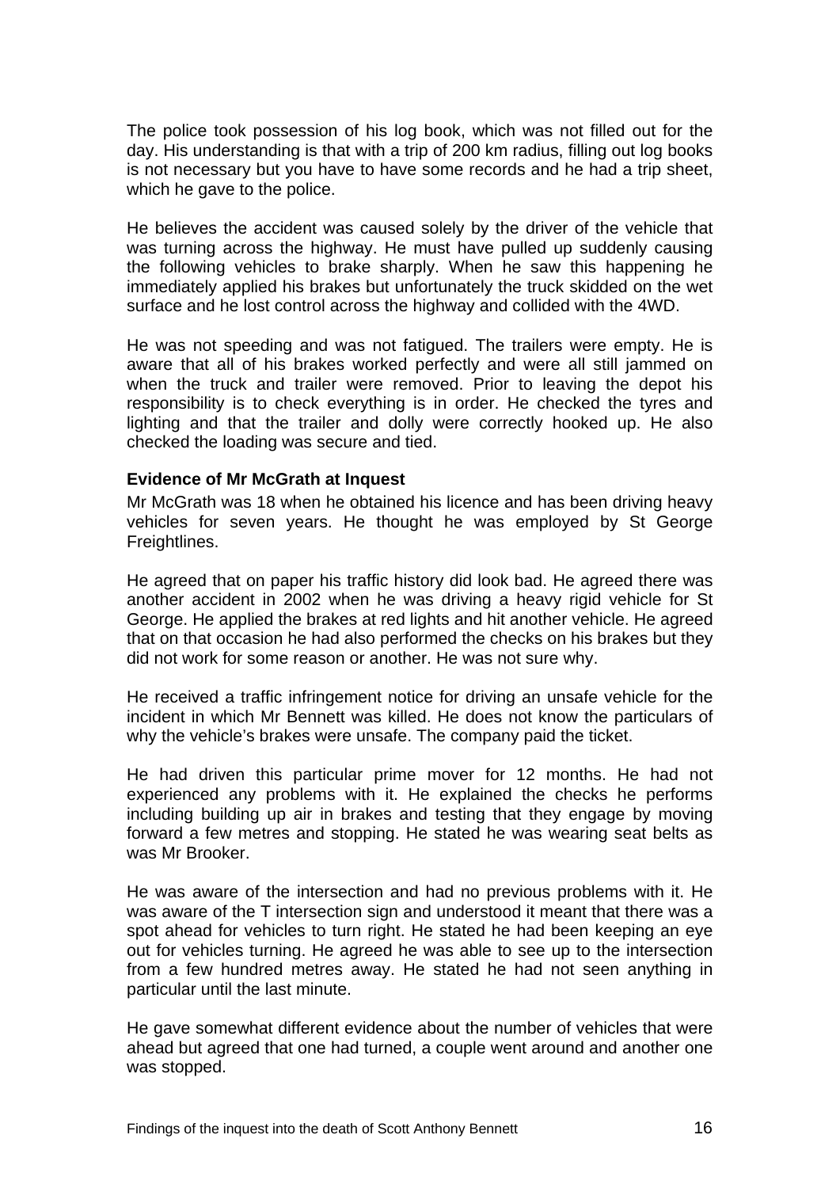The police took possession of his log book, which was not filled out for the day. His understanding is that with a trip of 200 km radius, filling out log books is not necessary but you have to have some records and he had a trip sheet, which he gave to the police.

He believes the accident was caused solely by the driver of the vehicle that was turning across the highway. He must have pulled up suddenly causing the following vehicles to brake sharply. When he saw this happening he immediately applied his brakes but unfortunately the truck skidded on the wet surface and he lost control across the highway and collided with the 4WD.

He was not speeding and was not fatigued. The trailers were empty. He is aware that all of his brakes worked perfectly and were all still jammed on when the truck and trailer were removed. Prior to leaving the depot his responsibility is to check everything is in order. He checked the tyres and lighting and that the trailer and dolly were correctly hooked up. He also checked the loading was secure and tied.

**Evidence of Mr McGrath at Inquest**

Mr McGrath was 18 when he obtained his licence and has been driving heavy vehicles for seven years. He thought he was employed by St George Freightlines.

He agreed that on paper his traffic history did look bad. He agreed there was another accident in 2002 when he was driving a heavy rigid vehicle for St George. He applied the brakes at red lights and hit another vehicle. He agreed that on that occasion he had also performed the checks on his brakes but they did not work for some reason or another. He was not sure why.

He received a traffic infringement notice for driving an unsafe vehicle for the incident in which Mr Bennett was killed. He does not know the particulars of why the vehicle's brakes were unsafe. The company paid the ticket.

He had driven this particular prime mover for 12 months. He had not experienced any problems with it. He explained the checks he performs including building up air in brakes and testing that they engage by moving forward a few metres and stopping. He stated he was wearing seat belts as was Mr Brooker.

He was aware of the intersection and had no previous problems with it. He was aware of the T intersection sign and understood it meant that there was a spot ahead for vehicles to turn right. He stated he had been keeping an eye out for vehicles turning. He agreed he was able to see up to the intersection from a few hundred metres away. He stated he had not seen anything in particular until the last minute.

He gave somewhat different evidence about the number of vehicles that were ahead but agreed that one had turned, a couple went around and another one was stopped.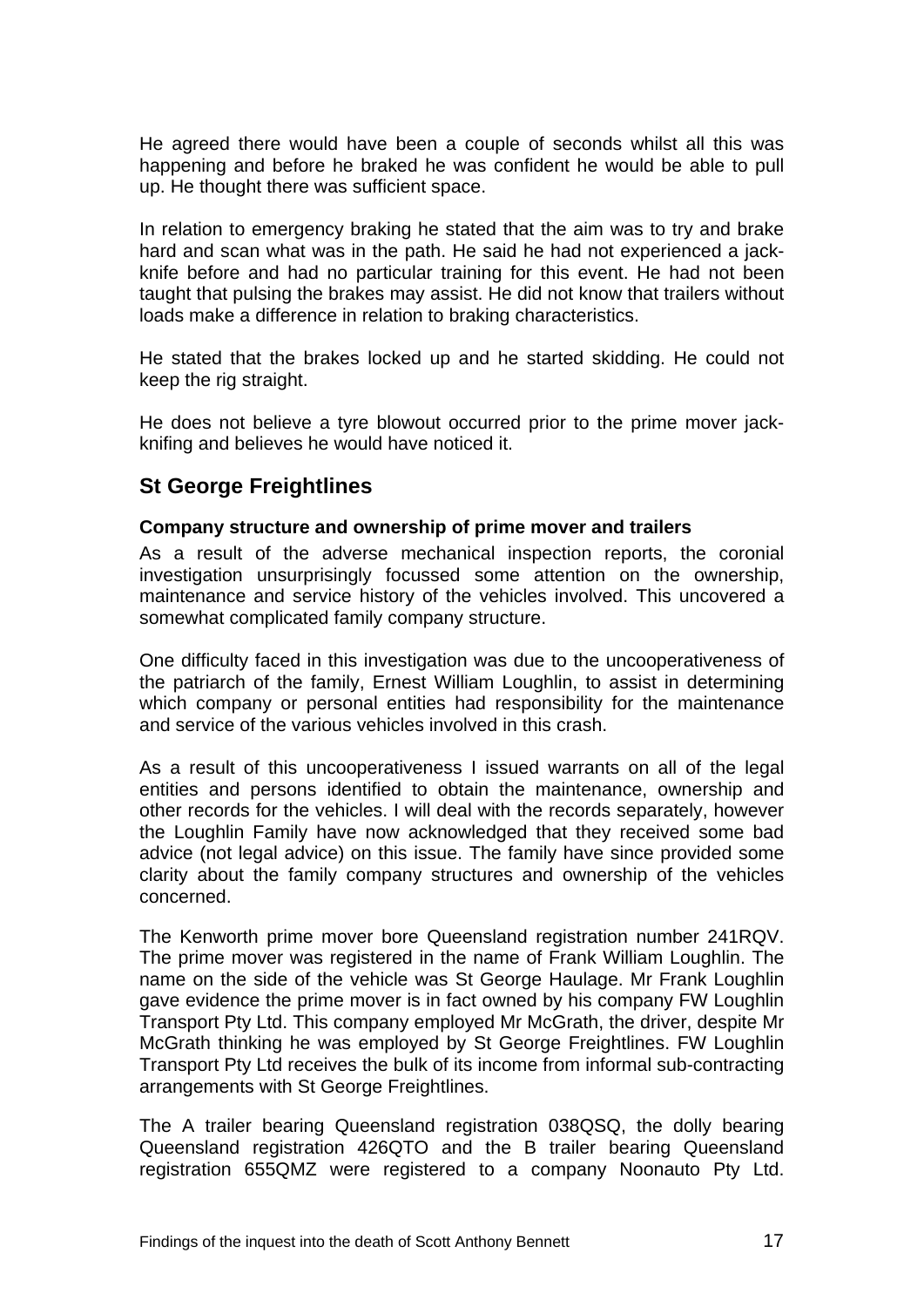He agreed there would have been a couple of seconds whilst all this was happening and before he braked he was confident he would be able to pull up. He thought there was sufficient space.

In relation to emergency braking he stated that the aim was to try and brake hard and scan what was in the path. He said he had not experienced a jack-knife before and had no particular training for this event. He had not been taught that pulsing the brakes may assist. He did not know that trailers without loads make a difference in relation to braking characteristics.

He stated that the brakes locked up and he started skidding. He could not keep the rig straight.

He does not believe a tyre blowout occurred prior to the prime mover jack-knifing and believes he would have noticed it.

## St George Freightlines

### Company structure and ownership of prime mover and trailers

As a result of the adverse mechanical inspection reports, the coronial investigation unsurprisingly focussed some attention on the ownership, maintenance and service history of the vehicles involved. This uncovered a somewhat complicated family company structure.

One difficulty faced in this investigation was due to the uncooperativeness of the patriarch of the family, Ernest William Loughlin, to assist in determining which company or personal entities had responsibility for the maintenance and service of the various vehicles involved in this crash.

As a result of this uncooperativeness I issued warrants on all of the legal entities and persons identified to obtain the maintenance, ownership and other records for the vehicles. I will deal with the records separately, however the Loughlin Family have now acknowledged that they received some bad advice (not legal advice) on this issue. The family have since provided some clarity about the family company structures and ownership of the vehicles concerned.

The Kenworth prime mover bore Queensland registration number 241RQV. The prime mover was registered in the name of Frank William Loughlin. The name on the side of the vehicle was St George Haulage. Mr Frank Loughlin gave evidence the prime mover is in fact owned by his company FW Loughlin Transport Pty Ltd. This company employed Mr McGrath, the driver, despite Mr McGrath thinking he was employed by St George Freightlines. FW Loughlin Transport Pty Ltd receives the bulk of its income from informal sub-contracting arrangements with St George Freightlines.

The A trailer bearing Queensland registration 038QSQ, the dolly bearing Queensland registration 426QTO and the B trailer bearing Queensland registration 655QMZ were registered to a company Noonauto Pty Ltd.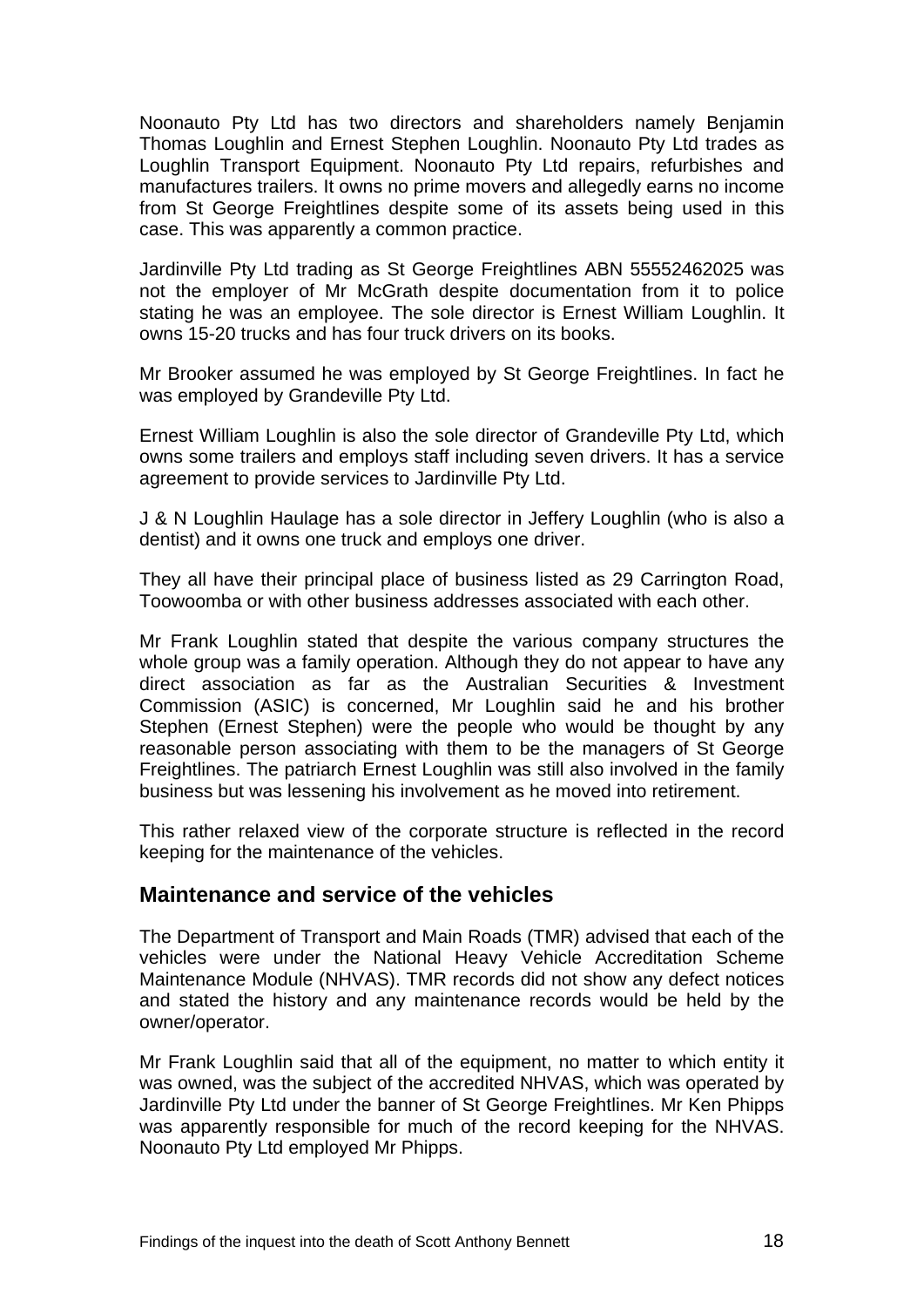Noonauto Pty Ltd has two directors and shareholders namely Benjamin Thomas Loughlin and Ernest Stephen Loughlin. Noonauto Pty Ltd trades as Loughlin Transport Equipment. Noonauto Pty Ltd repairs, refurbishes and manufactures trailers. It owns no prime movers and allegedly earns no income from St George Freightlines despite some of its assets being used in this case. This was apparently a common practice.

Jardinville Pty Ltd trading as St George Freightlines ABN 55552462025 was not the employer of Mr McGrath despite documentation from it to police stating he was an employee. The sole director is Ernest William Loughlin. It owns 15-20 trucks and has four truck drivers on its books.

Mr Brooker assumed he was employed by St George Freightlines. In fact he was employed by Grandeville Pty Ltd.

Ernest William Loughlin is also the sole director of Grandeville Pty Ltd, which owns some trailers and employs staff including seven drivers. It has a service agreement to provide services to Jardinville Pty Ltd.

J & N Loughlin Haulage has a sole director in Jeffery Loughlin (who is also a dentist) and it owns one truck and employs one driver.

They all have their principal place of business listed as 29 Carrington Road, Toowoomba or with other business addresses associated with each other.

Mr Frank Loughlin stated that despite the various company structures the whole group was a family operation. Although they do not appear to have any direct association as far as the Australian Securities & Investment Commission (ASIC) is concerned, Mr Loughlin said he and his brother Stephen (Ernest Stephen) were the people who would be thought by any reasonable person associating with them to be the managers of St George Freightlines. The patriarch Ernest Loughlin was still also involved in the family business but was lessening his involvement as he moved into retirement.

This rather relaxed view of the corporate structure is reflected in the record keeping for the maintenance of the vehicles.

## Maintenance and service of the vehicles

The Department of Transport and Main Roads (TMR) advised that each of the vehicles were under the National Heavy Vehicle Accreditation Scheme Maintenance Module (NHVAS). TMR records did not show any defect notices and stated the history and any maintenance records would be held by the owner/operator.

Mr Frank Loughlin said that all of the equipment, no matter to which entity it was owned, was the subject of the accredited NHVAS, which was operated by Jardinville Pty Ltd under the banner of St George Freightlines. Mr Ken Phipps was apparently responsible for much of the record keeping for the NHVAS. Noonauto Pty Ltd employed Mr Phipps.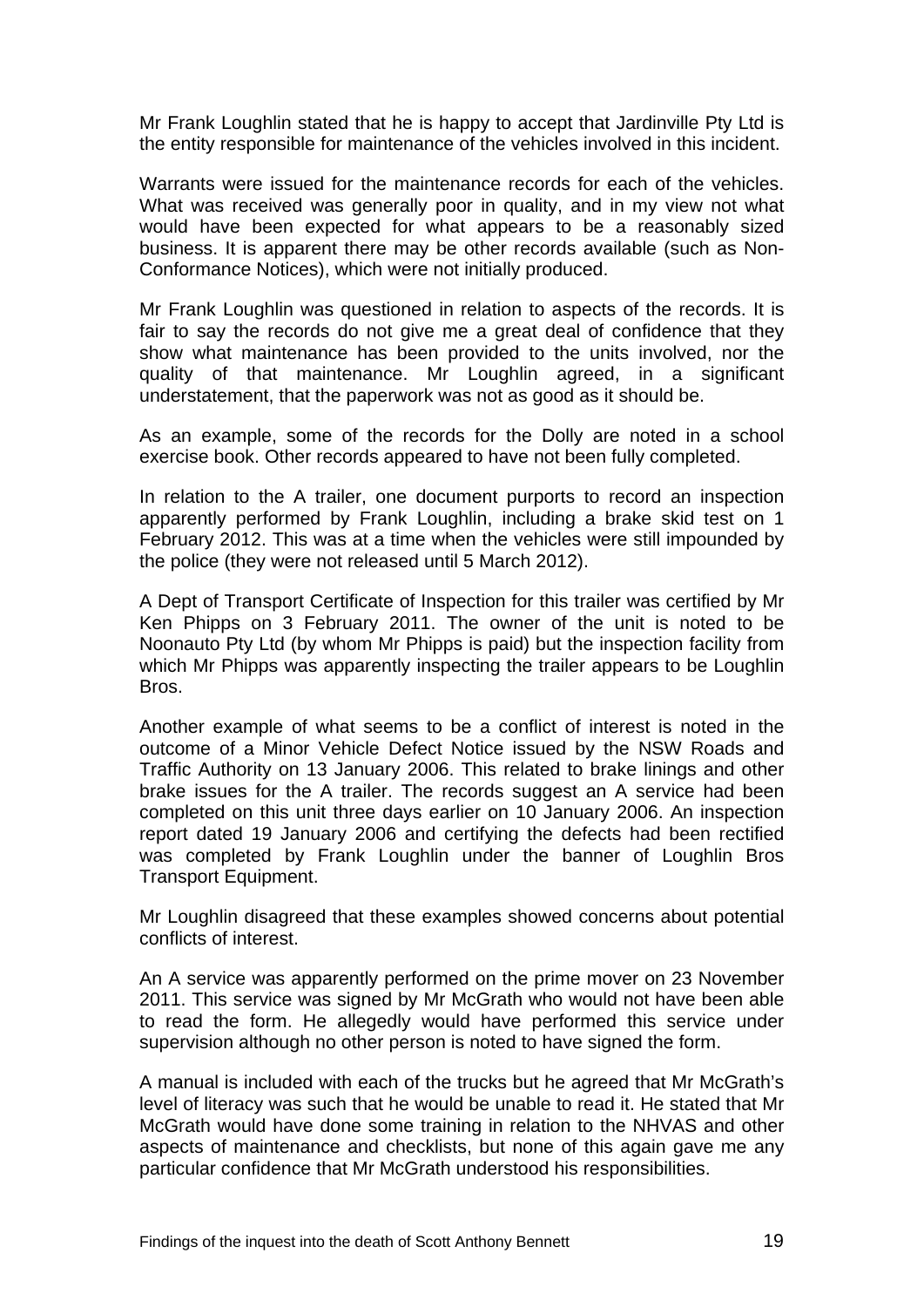Mr Frank Loughlin stated that he is happy to accept that Jardinville Pty Ltd is the entity responsible for maintenance of the vehicles involved in this incident.

Warrants were issued for the maintenance records for each of the vehicles. What was received was generally poor in quality, and in my view not what would have been expected for what appears to be a reasonably sized business. It is apparent there may be other records available (such as Non-Conformance Notices), which were not initially produced.

Mr Frank Loughlin was questioned in relation to aspects of the records. It is fair to say the records do not give me a great deal of confidence that they show what maintenance has been provided to the units involved, nor the quality of that maintenance. Mr Loughlin agreed, in a significant understatement, that the paperwork was not as good as it should be.

As an example, some of the records for the Dolly are noted in a school exercise book. Other records appeared to have not been fully completed.

In relation to the A trailer, one document purports to record an inspection apparently performed by Frank Loughlin, including a brake skid test on 1 February 2012. This was at a time when the vehicles were still impounded by the police (they were not released until 5 March 2012).

A Dept of Transport Certificate of Inspection for this trailer was certified by Mr Ken Phipps on 3 February 2011. The owner of the unit is noted to be Noonauto Pty Ltd (by whom Mr Phipps is paid) but the inspection facility from which Mr Phipps was apparently inspecting the trailer appears to be Loughlin Bros.

Another example of what seems to be a conflict of interest is noted in the outcome of a Minor Vehicle Defect Notice issued by the NSW Roads and Traffic Authority on 13 January 2006. This related to brake linings and other brake issues for the A trailer. The records suggest an A service had been completed on this unit three days earlier on 10 January 2006. An inspection report dated 19 January 2006 and certifying the defects had been rectified was completed by Frank Loughlin under the banner of Loughlin Bros Transport Equipment.

Mr Loughlin disagreed that these examples showed concerns about potential conflicts of interest.

An A service was apparently performed on the prime mover on 23 November 2011. This service was signed by Mr McGrath who would not have been able to read the form. He allegedly would have performed this service under supervision although no other person is noted to have signed the form.

A manual is included with each of the trucks but he agreed that Mr McGrath's level of literacy was such that he would be unable to read it. He stated that Mr McGrath would have done some training in relation to the NHVAS and other aspects of maintenance and checklists, but none of this again gave me any particular confidence that Mr McGrath understood his responsibilities.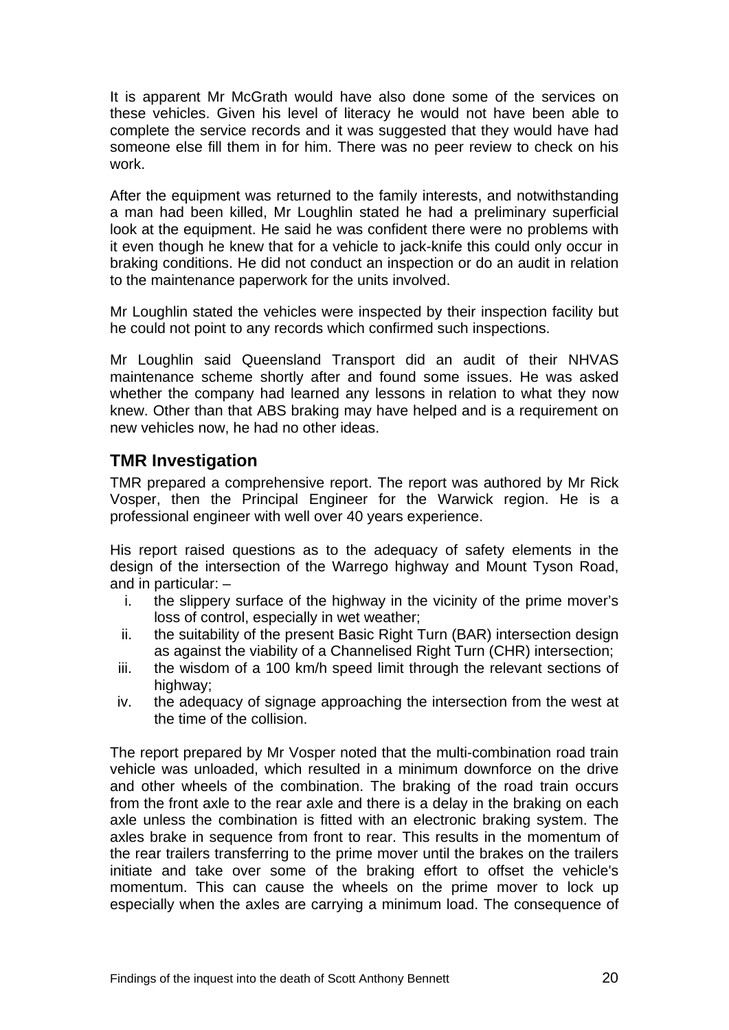It is apparent Mr McGrath would have also done some of the services on these vehicles. Given his level of literacy he would not have been able to complete the service records and it was suggested that they would have had someone else fill them in for him. There was no peer review to check on his work.

After the equipment was returned to the family interests, and notwithstanding a man had been killed, Mr Loughlin stated he had a preliminary superficial look at the equipment. He said he was confident there were no problems with it even though he knew that for a vehicle to jack-knife this could only occur in braking conditions. He did not conduct an inspection or do an audit in relation to the maintenance paperwork for the units involved.

Mr Loughlin stated the vehicles were inspected by their inspection facility but he could not point to any records which confirmed such inspections.

Mr Loughlin said Queensland Transport did an audit of their NHVAS maintenance scheme shortly after and found some issues. He was asked whether the company had learned any lessons in relation to what they now knew. Other than that ABS braking may have helped and is a requirement on new vehicles now, he had no other ideas.

## TMR Investigation

TMR prepared a comprehensive report. The report was authored by Mr Rick Vosper, then the Principal Engineer for the Warwick region. He is a professional engineer with well over 40 years experience.

His report raised questions as to the adequacy of safety elements in the design of the intersection of the Warrego highway and Mount Tyson Road, and in particular: –

i. the slippery surface of the highway in the vicinity of the prime mover's loss of control, especially in wet weather;
ii. the suitability of the present Basic Right Turn (BAR) intersection design as against the viability of a Channelised Right Turn (CHR) intersection;
iii. the wisdom of a 100 km/h speed limit through the relevant sections of highway;
iv. the adequacy of signage approaching the intersection from the west at the time of the collision.

The report prepared by Mr Vosper noted that the multi-combination road train vehicle was unloaded, which resulted in a minimum downforce on the drive and other wheels of the combination. The braking of the road train occurs from the front axle to the rear axle and there is a delay in the braking on each axle unless the combination is fitted with an electronic braking system. The axles brake in sequence from front to rear. This results in the momentum of the rear trailers transferring to the prime mover until the brakes on the trailers initiate and take over some of the braking effort to offset the vehicle's momentum. This can cause the wheels on the prime mover to lock up especially when the axles are carrying a minimum load. The consequence of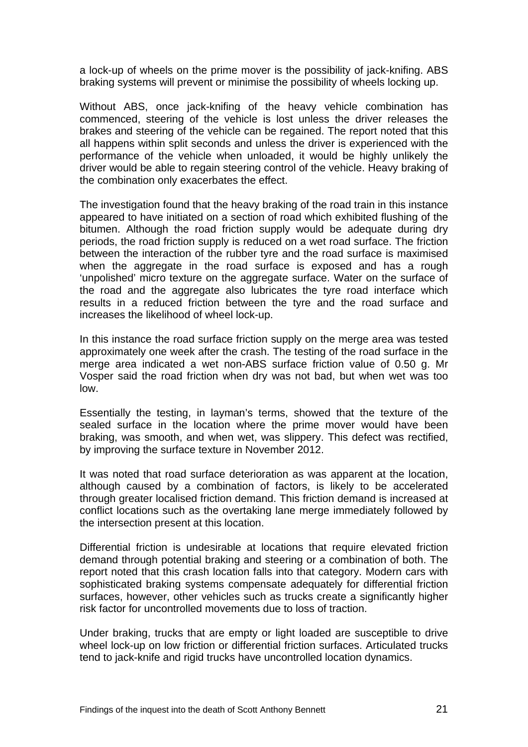a lock-up of wheels on the prime mover is the possibility of jack-knifing. ABS braking systems will prevent or minimise the possibility of wheels locking up.

Without ABS, once jack-knifing of the heavy vehicle combination has commenced, steering of the vehicle is lost unless the driver releases the brakes and steering of the vehicle can be regained. The report noted that this all happens within split seconds and unless the driver is experienced with the performance of the vehicle when unloaded, it would be highly unlikely the driver would be able to regain steering control of the vehicle. Heavy braking of the combination only exacerbates the effect.

The investigation found that the heavy braking of the road train in this instance appeared to have initiated on a section of road which exhibited flushing of the bitumen. Although the road friction supply would be adequate during dry periods, the road friction supply is reduced on a wet road surface. The friction between the interaction of the rubber tyre and the road surface is maximised when the aggregate in the road surface is exposed and has a rough 'unpolished' micro texture on the aggregate surface. Water on the surface of the road and the aggregate also lubricates the tyre road interface which results in a reduced friction between the tyre and the road surface and increases the likelihood of wheel lock-up.

In this instance the road surface friction supply on the merge area was tested approximately one week after the crash. The testing of the road surface in the merge area indicated a wet non-ABS surface friction value of 0.50 g. Mr Vosper said the road friction when dry was not bad, but when wet was too low.

Essentially the testing, in layman's terms, showed that the texture of the sealed surface in the location where the prime mover would have been braking, was smooth, and when wet, was slippery. This defect was rectified, by improving the surface texture in November 2012.

It was noted that road surface deterioration as was apparent at the location, although caused by a combination of factors, is likely to be accelerated through greater localised friction demand. This friction demand is increased at conflict locations such as the overtaking lane merge immediately followed by the intersection present at this location.

Differential friction is undesirable at locations that require elevated friction demand through potential braking and steering or a combination of both. The report noted that this crash location falls into that category. Modern cars with sophisticated braking systems compensate adequately for differential friction surfaces, however, other vehicles such as trucks create a significantly higher risk factor for uncontrolled movements due to loss of traction.

Under braking, trucks that are empty or light loaded are susceptible to drive wheel lock-up on low friction or differential friction surfaces. Articulated trucks tend to jack-knife and rigid trucks have uncontrolled location dynamics.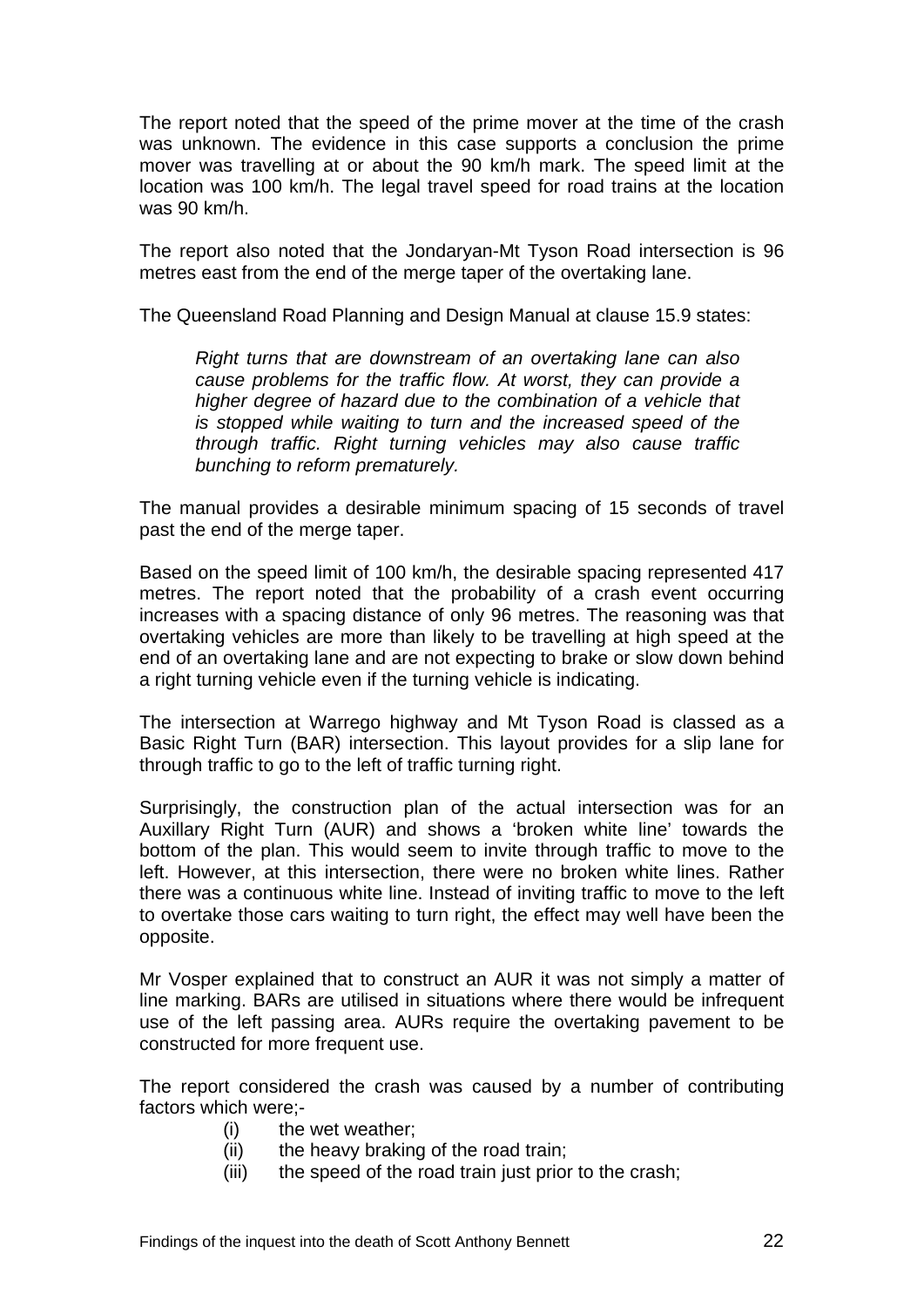The report noted that the speed of the prime mover at the time of the crash was unknown. The evidence in this case supports a conclusion the prime mover was travelling at or about the 90 km/h mark. The speed limit at the location was 100 km/h. The legal travel speed for road trains at the location was 90 km/h.

The report also noted that the Jondaryan-Mt Tyson Road intersection is 96 metres east from the end of the merge taper of the overtaking lane.

The Queensland Road Planning and Design Manual at clause 15.9 states:

> *Right turns that are downstream of an overtaking lane can also cause problems for the traffic flow. At worst, they can provide a higher degree of hazard due to the combination of a vehicle that is stopped while waiting to turn and the increased speed of the through traffic. Right turning vehicles may also cause traffic bunching to reform prematurely.*

The manual provides a desirable minimum spacing of 15 seconds of travel past the end of the merge taper.

Based on the speed limit of 100 km/h, the desirable spacing represented 417 metres. The report noted that the probability of a crash event occurring increases with a spacing distance of only 96 metres. The reasoning was that overtaking vehicles are more than likely to be travelling at high speed at the end of an overtaking lane and are not expecting to brake or slow down behind a right turning vehicle even if the turning vehicle is indicating.

The intersection at Warrego highway and Mt Tyson Road is classed as a Basic Right Turn (BAR) intersection. This layout provides for a slip lane for through traffic to go to the left of traffic turning right.

Surprisingly, the construction plan of the actual intersection was for an Auxillary Right Turn (AUR) and shows a 'broken white line' towards the bottom of the plan. This would seem to invite through traffic to move to the left. However, at this intersection, there were no broken white lines. Rather there was a continuous white line. Instead of inviting traffic to move to the left to overtake those cars waiting to turn right, the effect may well have been the opposite.

Mr Vosper explained that to construct an AUR it was not simply a matter of line marking. BARs are utilised in situations where there would be infrequent use of the left passing area. AURs require the overtaking pavement to be constructed for more frequent use.

The report considered the crash was caused by a number of contributing factors which were;-

- (i) the wet weather;
- (ii) the heavy braking of the road train;
- (iii) the speed of the road train just prior to the crash;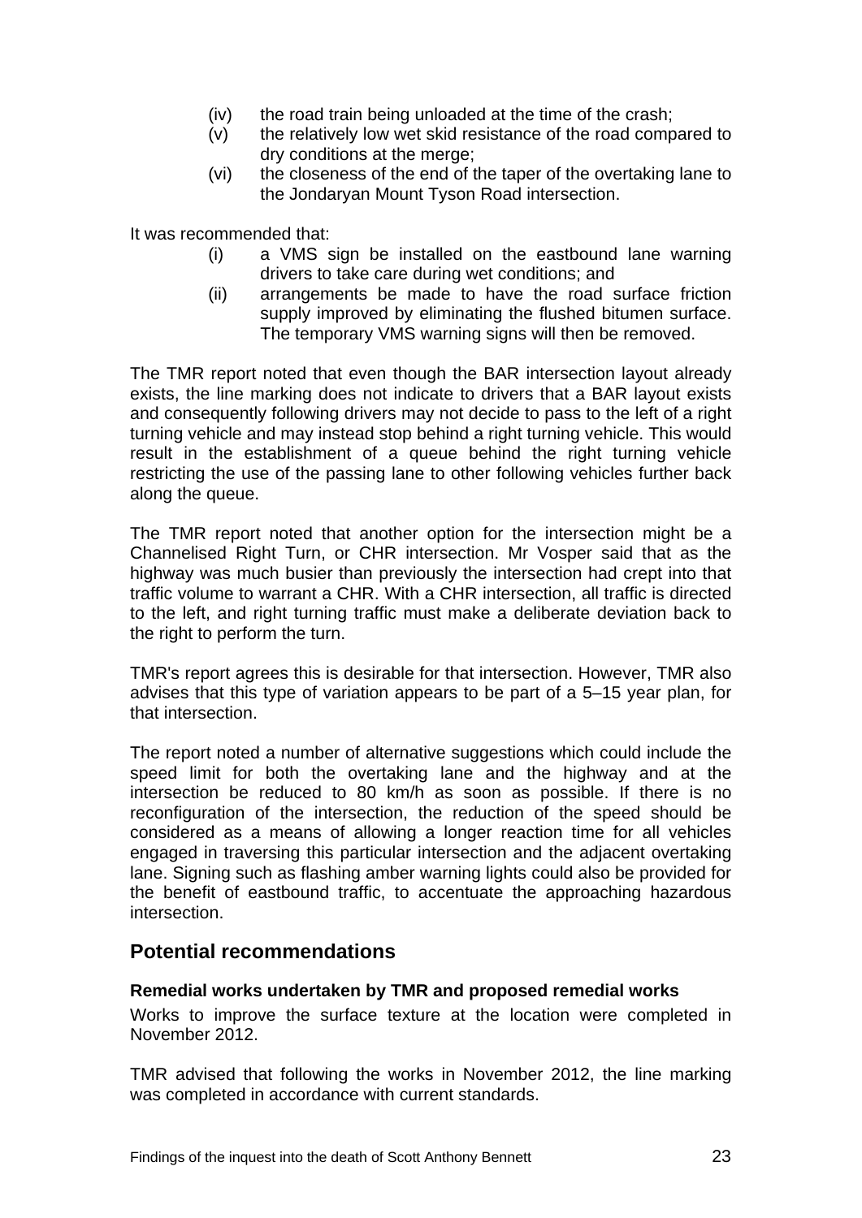(iv) the road train being unloaded at the time of the crash;
(v) the relatively low wet skid resistance of the road compared to dry conditions at the merge;
(vi) the closeness of the end of the taper of the overtaking lane to the Jondaryan Mount Tyson Road intersection.

It was recommended that:

(i) a VMS sign be installed on the eastbound lane warning drivers to take care during wet conditions; and
(ii) arrangements be made to have the road surface friction supply improved by eliminating the flushed bitumen surface. The temporary VMS warning signs will then be removed.

The TMR report noted that even though the BAR intersection layout already exists, the line marking does not indicate to drivers that a BAR layout exists and consequently following drivers may not decide to pass to the left of a right turning vehicle and may instead stop behind a right turning vehicle. This would result in the establishment of a queue behind the right turning vehicle restricting the use of the passing lane to other following vehicles further back along the queue.

The TMR report noted that another option for the intersection might be a Channelised Right Turn, or CHR intersection. Mr Vosper said that as the highway was much busier than previously the intersection had crept into that traffic volume to warrant a CHR. With a CHR intersection, all traffic is directed to the left, and right turning traffic must make a deliberate deviation back to the right to perform the turn.

TMR's report agrees this is desirable for that intersection. However, TMR also advises that this type of variation appears to be part of a 5–15 year plan, for that intersection.

The report noted a number of alternative suggestions which could include the speed limit for both the overtaking lane and the highway and at the intersection be reduced to 80 km/h as soon as possible. If there is no reconfiguration of the intersection, the reduction of the speed should be considered as a means of allowing a longer reaction time for all vehicles engaged in traversing this particular intersection and the adjacent overtaking lane. Signing such as flashing amber warning lights could also be provided for the benefit of eastbound traffic, to accentuate the approaching hazardous intersection.

## Potential recommendations

### Remedial works undertaken by TMR and proposed remedial works

Works to improve the surface texture at the location were completed in November 2012.

TMR advised that following the works in November 2012, the line marking was completed in accordance with current standards.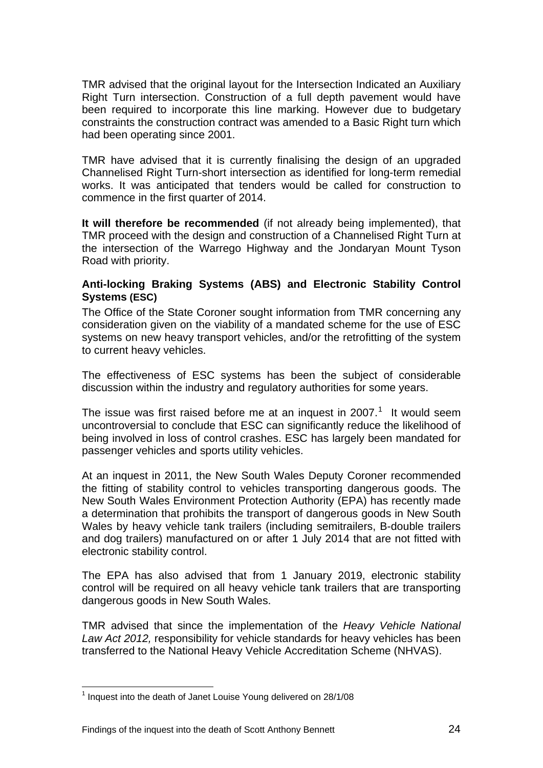TMR advised that the original layout for the Intersection Indicated an Auxiliary Right Turn intersection. Construction of a full depth pavement would have been required to incorporate this line marking. However due to budgetary constraints the construction contract was amended to a Basic Right turn which had been operating since 2001.

TMR have advised that it is currently finalising the design of an upgraded Channelised Right Turn-short intersection as identified for long-term remedial works. It was anticipated that tenders would be called for construction to commence in the first quarter of 2014.

**It will therefore be recommended** (if not already being implemented), that TMR proceed with the design and construction of a Channelised Right Turn at the intersection of the Warrego Highway and the Jondaryan Mount Tyson Road with priority.

**Anti-locking Braking Systems (ABS) and Electronic Stability Control Systems (ESC)**

The Office of the State Coroner sought information from TMR concerning any consideration given on the viability of a mandated scheme for the use of ESC systems on new heavy transport vehicles, and/or the retrofitting of the system to current heavy vehicles.

The effectiveness of ESC systems has been the subject of considerable discussion within the industry and regulatory authorities for some years.

The issue was first raised before me at an inquest in 2007.[1] It would seem uncontroversial to conclude that ESC can significantly reduce the likelihood of being involved in loss of control crashes. ESC has largely been mandated for passenger vehicles and sports utility vehicles.

At an inquest in 2011, the New South Wales Deputy Coroner recommended the fitting of stability control to vehicles transporting dangerous goods. The New South Wales Environment Protection Authority (EPA) has recently made a determination that prohibits the transport of dangerous goods in New South Wales by heavy vehicle tank trailers (including semitrailers, B-double trailers and dog trailers) manufactured on or after 1 July 2014 that are not fitted with electronic stability control.

The EPA has also advised that from 1 January 2019, electronic stability control will be required on all heavy vehicle tank trailers that are transporting dangerous goods in New South Wales.

TMR advised that since the implementation of the *Heavy Vehicle National Law Act 2012,* responsibility for vehicle standards for heavy vehicles has been transferred to the National Heavy Vehicle Accreditation Scheme (NHVAS).

[1] Inquest into the death of Janet Louise Young delivered on 28/1/08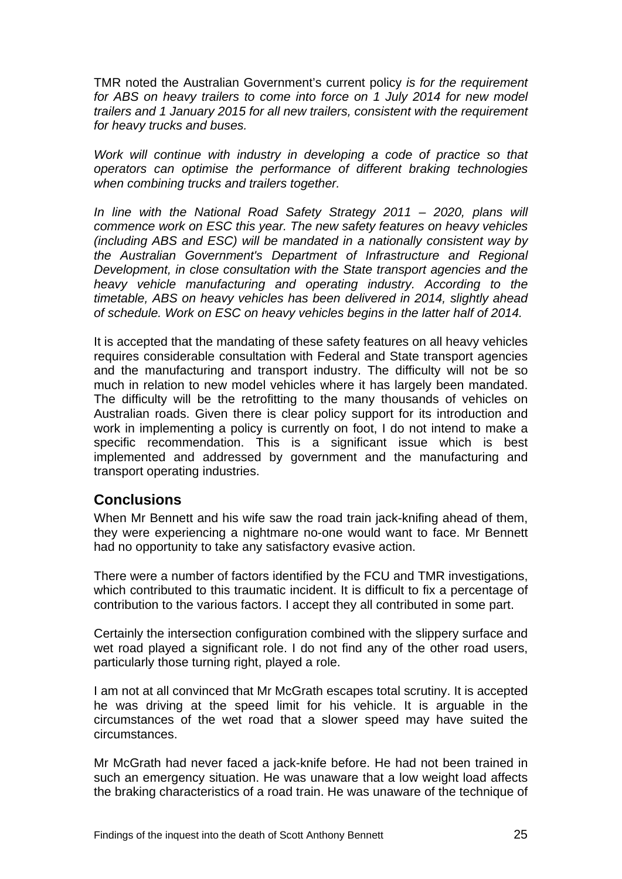TMR noted the Australian Government's current policy *is for the requirement for ABS on heavy trailers to come into force on 1 July 2014 for new model trailers and 1 January 2015 for all new trailers, consistent with the requirement for heavy trucks and buses.*

*Work will continue with industry in developing a code of practice so that operators can optimise the performance of different braking technologies when combining trucks and trailers together.*

*In line with the National Road Safety Strategy 2011 – 2020, plans will commence work on ESC this year. The new safety features on heavy vehicles (including ABS and ESC) will be mandated in a nationally consistent way by the Australian Government's Department of Infrastructure and Regional Development, in close consultation with the State transport agencies and the heavy vehicle manufacturing and operating industry. According to the timetable, ABS on heavy vehicles has been delivered in 2014, slightly ahead of schedule. Work on ESC on heavy vehicles begins in the latter half of 2014.*

It is accepted that the mandating of these safety features on all heavy vehicles requires considerable consultation with Federal and State transport agencies and the manufacturing and transport industry. The difficulty will not be so much in relation to new model vehicles where it has largely been mandated. The difficulty will be the retrofitting to the many thousands of vehicles on Australian roads. Given there is clear policy support for its introduction and work in implementing a policy is currently on foot, I do not intend to make a specific recommendation. This is a significant issue which is best implemented and addressed by government and the manufacturing and transport operating industries.

## Conclusions

When Mr Bennett and his wife saw the road train jack-knifing ahead of them, they were experiencing a nightmare no-one would want to face. Mr Bennett had no opportunity to take any satisfactory evasive action.

There were a number of factors identified by the FCU and TMR investigations, which contributed to this traumatic incident. It is difficult to fix a percentage of contribution to the various factors. I accept they all contributed in some part.

Certainly the intersection configuration combined with the slippery surface and wet road played a significant role. I do not find any of the other road users, particularly those turning right, played a role.

I am not at all convinced that Mr McGrath escapes total scrutiny. It is accepted he was driving at the speed limit for his vehicle. It is arguable in the circumstances of the wet road that a slower speed may have suited the circumstances.

Mr McGrath had never faced a jack-knife before. He had not been trained in such an emergency situation. He was unaware that a low weight load affects the braking characteristics of a road train. He was unaware of the technique of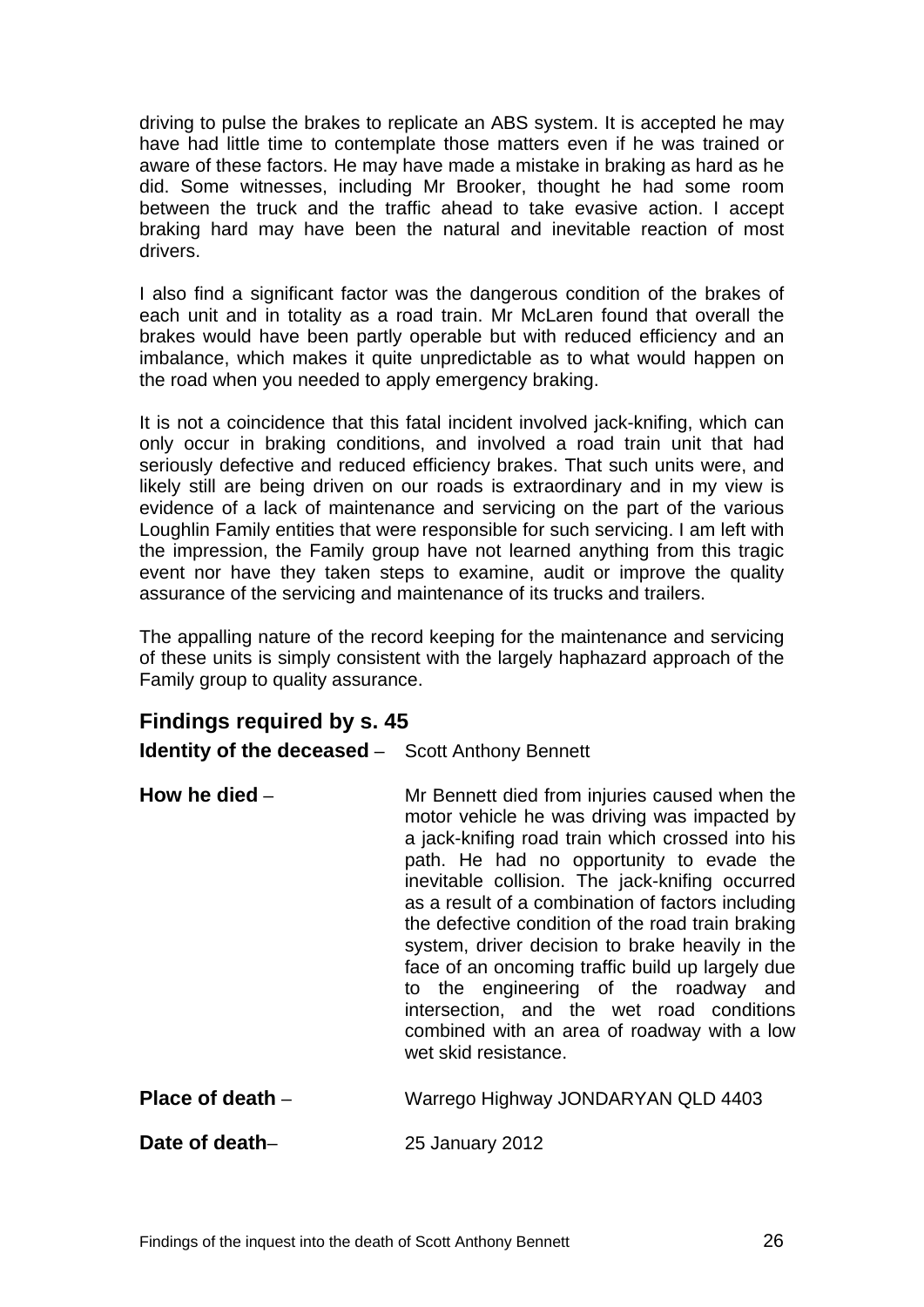driving to pulse the brakes to replicate an ABS system. It is accepted he may have had little time to contemplate those matters even if he was trained or aware of these factors. He may have made a mistake in braking as hard as he did. Some witnesses, including Mr Brooker, thought he had some room between the truck and the traffic ahead to take evasive action. I accept braking hard may have been the natural and inevitable reaction of most drivers.

I also find a significant factor was the dangerous condition of the brakes of each unit and in totality as a road train. Mr McLaren found that overall the brakes would have been partly operable but with reduced efficiency and an imbalance, which makes it quite unpredictable as to what would happen on the road when you needed to apply emergency braking.

It is not a coincidence that this fatal incident involved jack-knifing, which can only occur in braking conditions, and involved a road train unit that had seriously defective and reduced efficiency brakes. That such units were, and likely still are being driven on our roads is extraordinary and in my view is evidence of a lack of maintenance and servicing on the part of the various Loughlin Family entities that were responsible for such servicing. I am left with the impression, the Family group have not learned anything from this tragic event nor have they taken steps to examine, audit or improve the quality assurance of the servicing and maintenance of its trucks and trailers.

The appalling nature of the record keeping for the maintenance and servicing of these units is simply consistent with the largely haphazard approach of the Family group to quality assurance.

## Findings required by s. 45

**Identity of the deceased** – Scott Anthony Bennett

**How he died** – Mr Bennett died from injuries caused when the motor vehicle he was driving was impacted by a jack-knifing road train which crossed into his path. He had no opportunity to evade the inevitable collision. The jack-knifing occurred as a result of a combination of factors including the defective condition of the road train braking system, driver decision to brake heavily in the face of an oncoming traffic build up largely due to the engineering of the roadway and intersection, and the wet road conditions combined with an area of roadway with a low wet skid resistance.

**Place of death** – Warrego Highway JONDARYAN QLD 4403

**Date of death**– 25 January 2012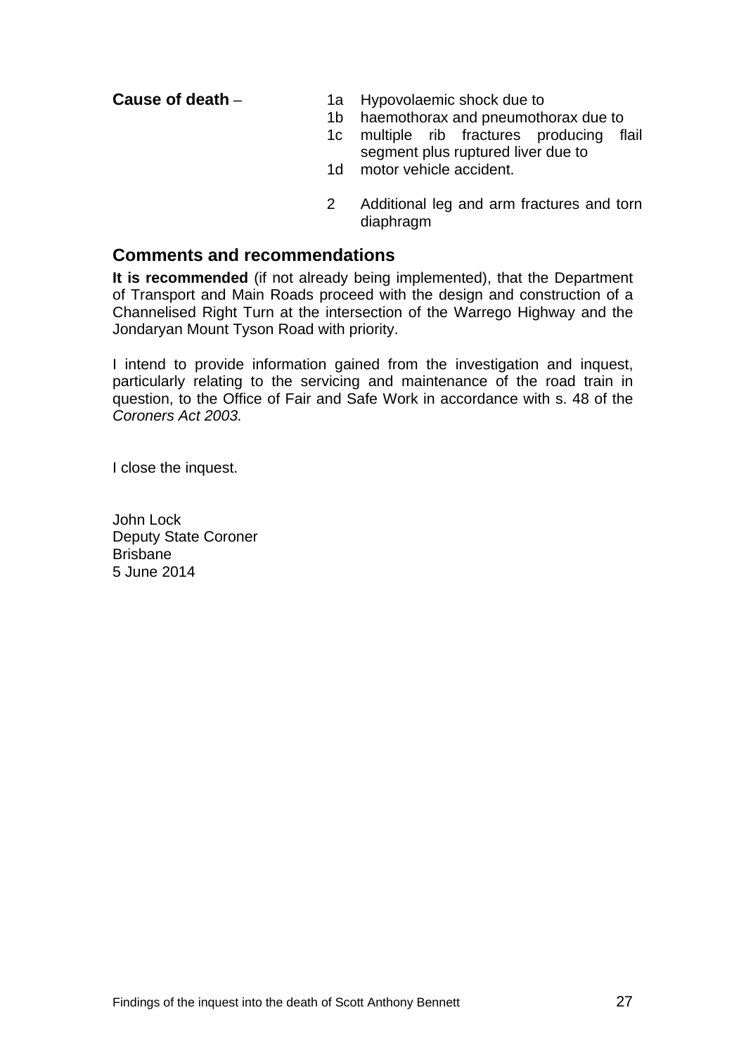**Cause of death** –

1a Hypovolaemic shock due to
1b haemothorax and pneumothorax due to
1c multiple rib fractures producing flail segment plus ruptured liver due to
1d motor vehicle accident.

2 Additional leg and arm fractures and torn diaphragm

## Comments and recommendations

**It is recommended** (if not already being implemented), that the Department of Transport and Main Roads proceed with the design and construction of a Channelised Right Turn at the intersection of the Warrego Highway and the Jondaryan Mount Tyson Road with priority.

I intend to provide information gained from the investigation and inquest, particularly relating to the servicing and maintenance of the road train in question, to the Office of Fair and Safe Work in accordance with s. 48 of the *Coroners Act 2003.*

I close the inquest.

John Lock
Deputy State Coroner
Brisbane
5 June 2014